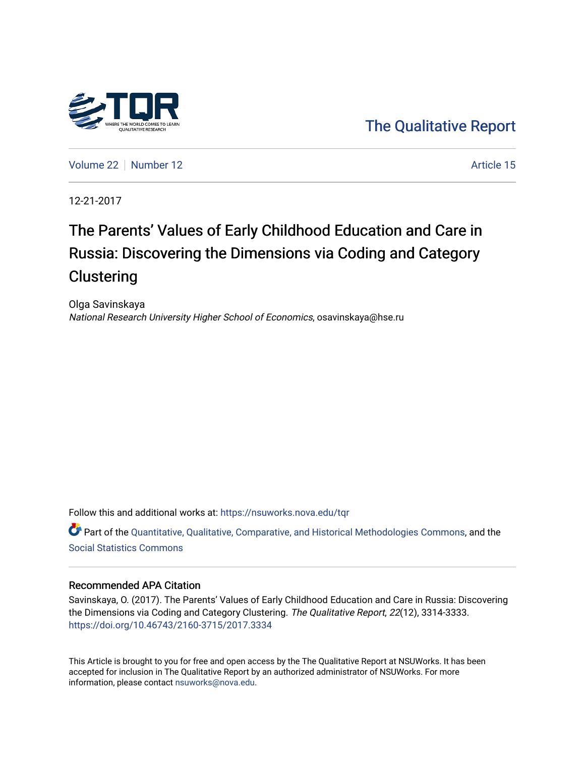The Qualitative Report

Volume 22 | Number 12 | Article 15

12-21-2017

# The Parents' Values of Early Childhood Education and Care in Russia: Discovering the Dimensions via Coding and Category Clustering

Olga Savinskaya
*National Research University Higher School of Economics*, osavinskaya@hse.ru

Follow this and additional works at: https://nsuworks.nova.edu/tqr

Part of the Quantitative, Qualitative, Comparative, and Historical Methodologies Commons, and the Social Statistics Commons

## Recommended APA Citation

Savinskaya, O. (2017). The Parents' Values of Early Childhood Education and Care in Russia: Discovering the Dimensions via Coding and Category Clustering. *The Qualitative Report*, *22*(12), 3314-3333. https://doi.org/10.46743/2160-3715/2017.3334

This Article is brought to you for free and open access by the The Qualitative Report at NSUWorks. It has been accepted for inclusion in The Qualitative Report by an authorized administrator of NSUWorks. For more information, please contact nsuworks@nova.edu.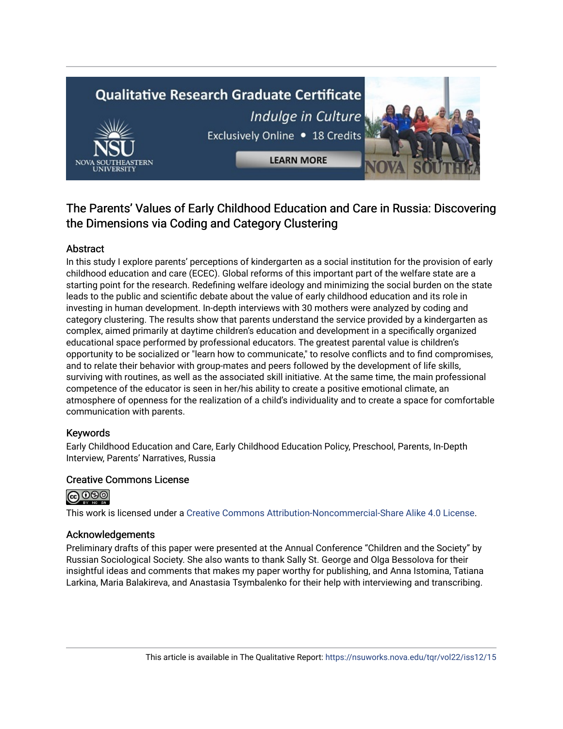# The Parents' Values of Early Childhood Education and Care in Russia: Discovering the Dimensions via Coding and Category Clustering

## Abstract

In this study I explore parents' perceptions of kindergarten as a social institution for the provision of early childhood education and care (ECEC). Global reforms of this important part of the welfare state are a starting point for the research. Redefining welfare ideology and minimizing the social burden on the state leads to the public and scientific debate about the value of early childhood education and its role in investing in human development. In-depth interviews with 30 mothers were analyzed by coding and category clustering. The results show that parents understand the service provided by a kindergarten as complex, aimed primarily at daytime children's education and development in a specifically organized educational space performed by professional educators. The greatest parental value is children's opportunity to be socialized or "learn how to communicate," to resolve conflicts and to find compromises, and to relate their behavior with group-mates and peers followed by the development of life skills, surviving with routines, as well as the associated skill initiative. At the same time, the main professional competence of the educator is seen in her/his ability to create a positive emotional climate, an atmosphere of openness for the realization of a child's individuality and to create a space for comfortable communication with parents.

## Keywords

Early Childhood Education and Care, Early Childhood Education Policy, Preschool, Parents, In-Depth Interview, Parents' Narratives, Russia

## Creative Commons License

This work is licensed under a Creative Commons Attribution-Noncommercial-Share Alike 4.0 License.

## Acknowledgements

Preliminary drafts of this paper were presented at the Annual Conference "Children and the Society" by Russian Sociological Society. She also wants to thank Sally St. George and Olga Bessolova for their insightful ideas and comments that makes my paper worthy for publishing, and Anna Istomina, Tatiana Larkina, Maria Balakireva, and Anastasia Tsymbalenko for their help with interviewing and transcribing.

This article is available in The Qualitative Report: https://nsuworks.nova.edu/tqr/vol22/iss12/15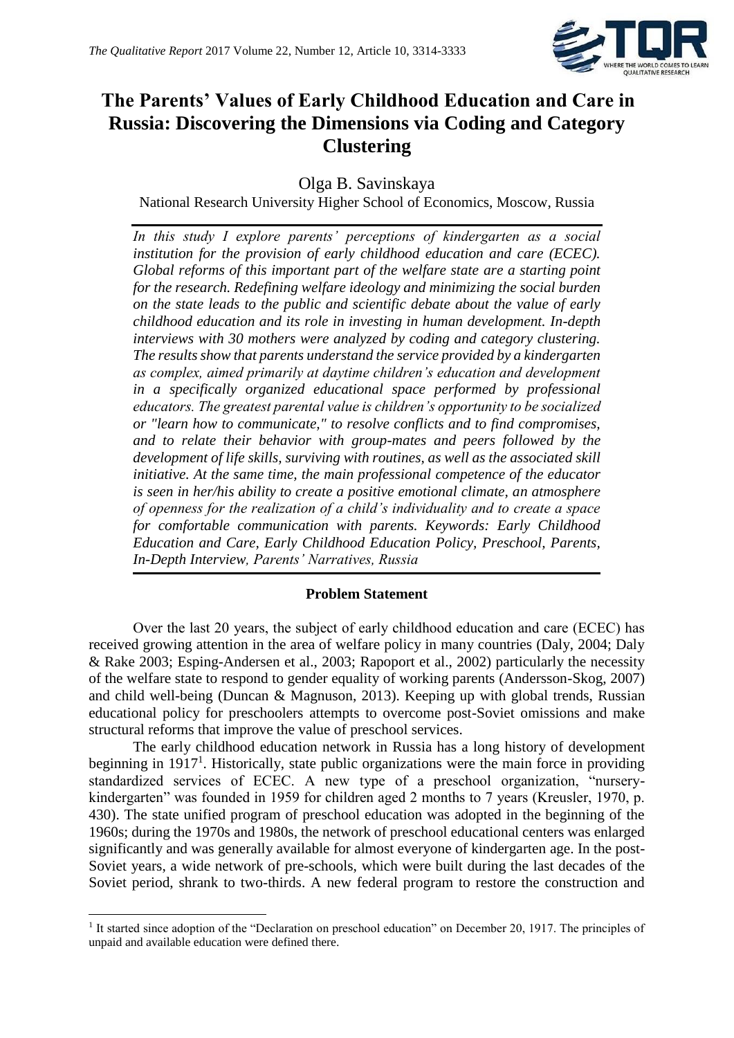# The Parents' Values of Early Childhood Education and Care in Russia: Discovering the Dimensions via Coding and Category Clustering

Olga B. Savinskaya

National Research University Higher School of Economics, Moscow, Russia

*In this study I explore parents' perceptions of kindergarten as a social institution for the provision of early childhood education and care (ECEC). Global reforms of this important part of the welfare state are a starting point for the research. Redefining welfare ideology and minimizing the social burden on the state leads to the public and scientific debate about the value of early childhood education and its role in investing in human development. In-depth interviews with 30 mothers were analyzed by coding and category clustering. The results show that parents understand the service provided by a kindergarten as complex, aimed primarily at daytime children's education and development in a specifically organized educational space performed by professional educators. The greatest parental value is children's opportunity to be socialized or "learn how to communicate," to resolve conflicts and to find compromises, and to relate their behavior with group-mates and peers followed by the development of life skills, surviving with routines, as well as the associated skill initiative. At the same time, the main professional competence of the educator is seen in her/his ability to create a positive emotional climate, an atmosphere of openness for the realization of a child's individuality and to create a space for comfortable communication with parents. Keywords: Early Childhood Education and Care, Early Childhood Education Policy, Preschool, Parents, In-Depth Interview, Parents' Narratives, Russia*

## Problem Statement

Over the last 20 years, the subject of early childhood education and care (ECEC) has received growing attention in the area of welfare policy in many countries (Daly, 2004; Daly & Rake 2003; Esping-Andersen et al., 2003; Rapoport et al., 2002) particularly the necessity of the welfare state to respond to gender equality of working parents (Andersson-Skog, 2007) and child well-being (Duncan & Magnuson, 2013). Keeping up with global trends, Russian educational policy for preschoolers attempts to overcome post-Soviet omissions and make structural reforms that improve the value of preschool services.

The early childhood education network in Russia has a long history of development beginning in 1917[1]. Historically, state public organizations were the main force in providing standardized services of ECEC. A new type of a preschool organization, "nursery-kindergarten" was founded in 1959 for children aged 2 months to 7 years (Kreusler, 1970, p. 430). The state unified program of preschool education was adopted in the beginning of the 1960s; during the 1970s and 1980s, the network of preschool educational centers was enlarged significantly and was generally available for almost everyone of kindergarten age. In the post-Soviet years, a wide network of pre-schools, which were built during the last decades of the Soviet period, shrank to two-thirds. A new federal program to restore the construction and

[1] It started since adoption of the "Declaration on preschool education" on December 20, 1917. The principles of unpaid and available education were defined there.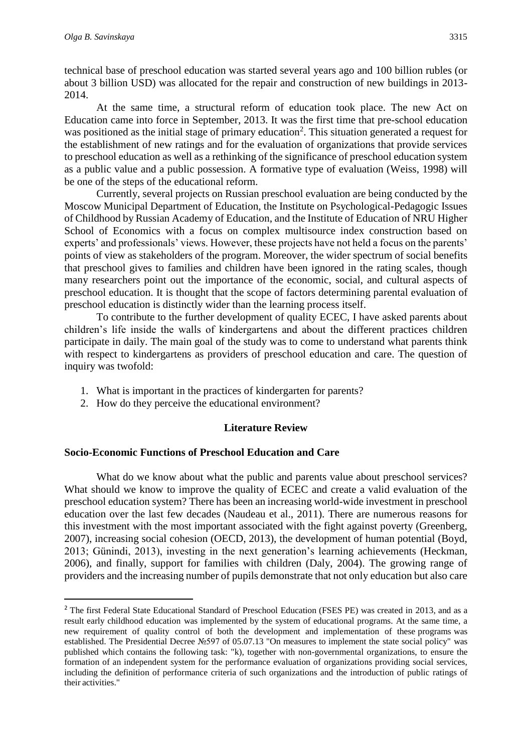technical base of preschool education was started several years ago and 100 billion rubles (or about 3 billion USD) was allocated for the repair and construction of new buildings in 2013-2014.

At the same time, a structural reform of education took place. The new Act on Education came into force in September, 2013. It was the first time that pre-school education was positioned as the initial stage of primary education[2]. This situation generated a request for the establishment of new ratings and for the evaluation of organizations that provide services to preschool education as well as a rethinking of the significance of preschool education system as a public value and a public possession. A formative type of evaluation (Weiss, 1998) will be one of the steps of the educational reform.

Currently, several projects on Russian preschool evaluation are being conducted by the Moscow Municipal Department of Education, the Institute on Psychological-Pedagogic Issues of Childhood by Russian Academy of Education, and the Institute of Education of NRU Higher School of Economics with a focus on complex multisource index construction based on experts' and professionals' views. However, these projects have not held a focus on the parents' points of view as stakeholders of the program. Moreover, the wider spectrum of social benefits that preschool gives to families and children have been ignored in the rating scales, though many researchers point out the importance of the economic, social, and cultural aspects of preschool education. It is thought that the scope of factors determining parental evaluation of preschool education is distinctly wider than the learning process itself.

To contribute to the further development of quality ECEC, I have asked parents about children's life inside the walls of kindergartens and about the different practices children participate in daily. The main goal of the study was to come to understand what parents think with respect to kindergartens as providers of preschool education and care. The question of inquiry was twofold:

1. What is important in the practices of kindergarten for parents?
2. How do they perceive the educational environment?

## Literature Review

### Socio-Economic Functions of Preschool Education and Care

What do we know about what the public and parents value about preschool services? What should we know to improve the quality of ECEC and create a valid evaluation of the preschool education system? There has been an increasing world-wide investment in preschool education over the last few decades (Naudeau et al., 2011). There are numerous reasons for this investment with the most important associated with the fight against poverty (Greenberg, 2007), increasing social cohesion (OECD, 2013), the development of human potential (Boyd, 2013; Günindi, 2013), investing in the next generation's learning achievements (Heckman, 2006), and finally, support for families with children (Daly, 2004). The growing range of providers and the increasing number of pupils demonstrate that not only education but also care

[2] The first Federal State Educational Standard of Preschool Education (FSES PE) was created in 2013, and as a result early childhood education was implemented by the system of educational programs. At the same time, a new requirement of quality control of both the development and implementation of these programs was established. The Presidential Decree №597 of 05.07.13 "On measures to implement the state social policy" was published which contains the following task: "k), together with non-governmental organizations, to ensure the formation of an independent system for the performance evaluation of organizations providing social services, including the definition of performance criteria of such organizations and the introduction of public ratings of their activities."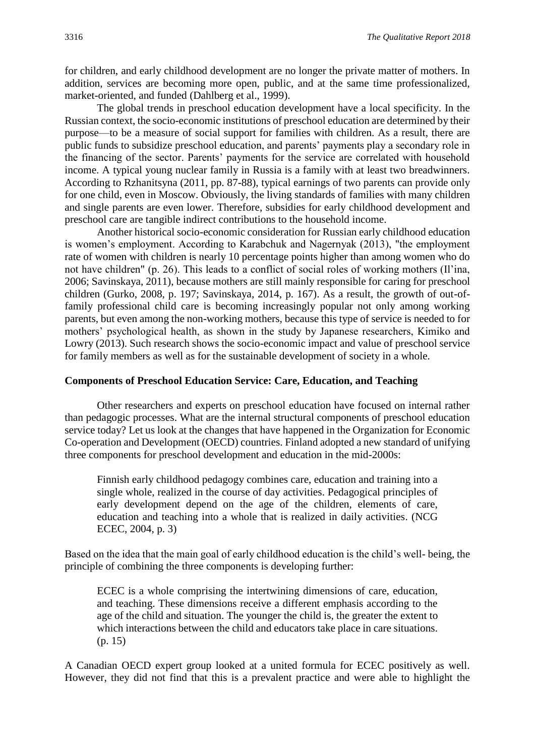for children, and early childhood development are no longer the private matter of mothers. In addition, services are becoming more open, public, and at the same time professionalized, market-oriented, and funded (Dahlberg et al., 1999).

The global trends in preschool education development have a local specificity. In the Russian context, the socio-economic institutions of preschool education are determined by their purpose—to be a measure of social support for families with children. As a result, there are public funds to subsidize preschool education, and parents' payments play a secondary role in the financing of the sector. Parents' payments for the service are correlated with household income. A typical young nuclear family in Russia is a family with at least two breadwinners. According to Rzhanitsyna (2011, pp. 87-88), typical earnings of two parents can provide only for one child, even in Moscow. Obviously, the living standards of families with many children and single parents are even lower. Therefore, subsidies for early childhood development and preschool care are tangible indirect contributions to the household income.

Another historical socio-economic consideration for Russian early childhood education is women's employment. According to Karabchuk and Nagernyak (2013), "the employment rate of women with children is nearly 10 percentage points higher than among women who do not have children" (p. 26). This leads to a conflict of social roles of working mothers (Il'ina, 2006; Savinskaya, 2011), because mothers are still mainly responsible for caring for preschool children (Gurko, 2008, p. 197; Savinskaya, 2014, p. 167). As a result, the growth of out-of-family professional child care is becoming increasingly popular not only among working parents, but even among the non-working mothers, because this type of service is needed to for mothers' psychological health, as shown in the study by Japanese researchers, Kimiko and Lowry (2013). Such research shows the socio-economic impact and value of preschool service for family members as well as for the sustainable development of society in a whole.

## Components of Preschool Education Service: Care, Education, and Teaching

Other researchers and experts on preschool education have focused on internal rather than pedagogic processes. What are the internal structural components of preschool education service today? Let us look at the changes that have happened in the Organization for Economic Co-operation and Development (OECD) countries. Finland adopted a new standard of unifying three components for preschool development and education in the mid-2000s:

> Finnish early childhood pedagogy combines care, education and training into a single whole, realized in the course of day activities. Pedagogical principles of early development depend on the age of the children, elements of care, education and teaching into a whole that is realized in daily activities. (NCG ECEC, 2004, p. 3)

Based on the idea that the main goal of early childhood education is the child's well- being, the principle of combining the three components is developing further:

> ECEC is a whole comprising the intertwining dimensions of care, education, and teaching. These dimensions receive a different emphasis according to the age of the child and situation. The younger the child is, the greater the extent to which interactions between the child and educators take place in care situations. (p. 15)

A Canadian OECD expert group looked at a united formula for ECEC positively as well. However, they did not find that this is a prevalent practice and were able to highlight the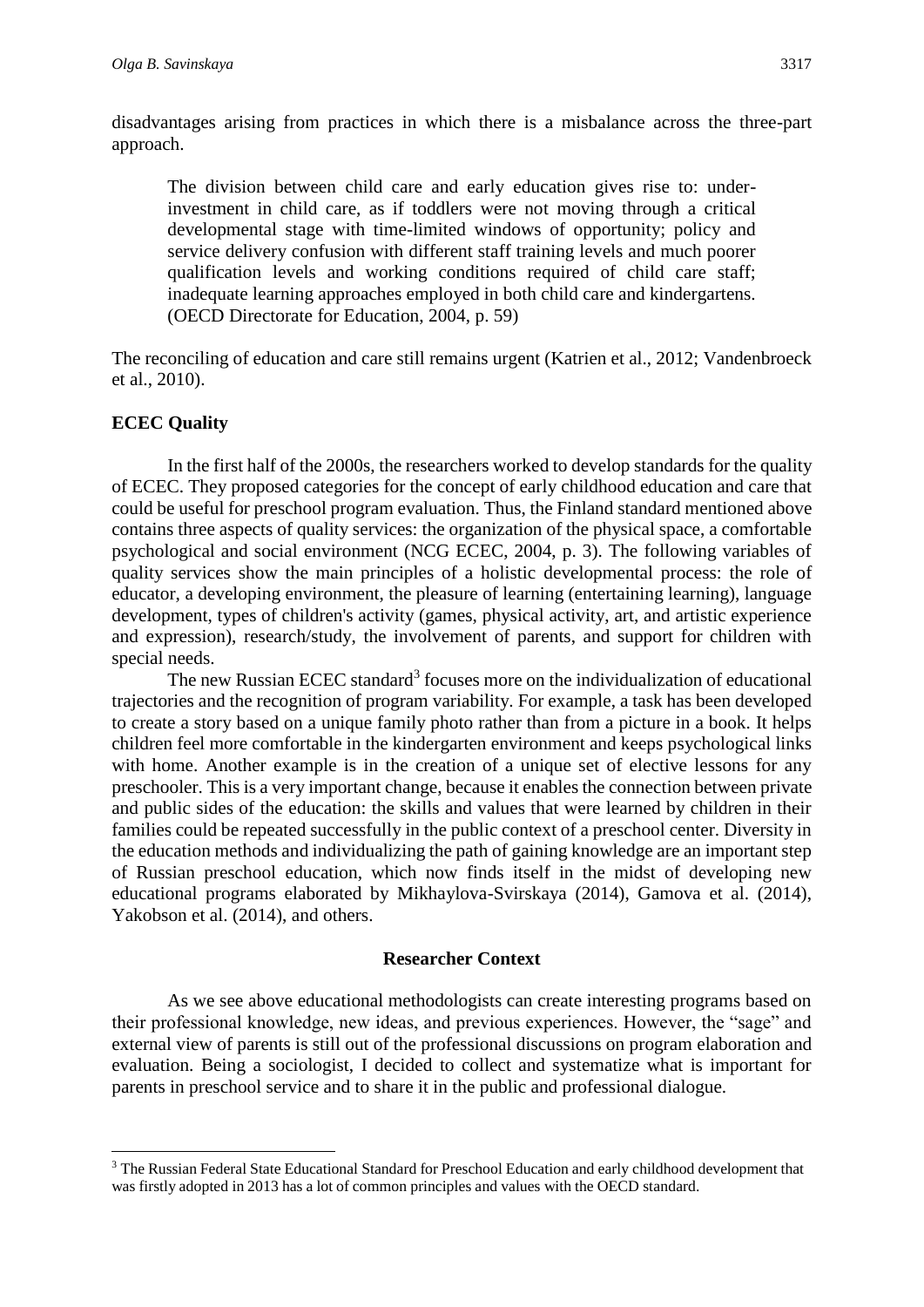disadvantages arising from practices in which there is a misbalance across the three-part approach.

> The division between child care and early education gives rise to: under-investment in child care, as if toddlers were not moving through a critical developmental stage with time-limited windows of opportunity; policy and service delivery confusion with different staff training levels and much poorer qualification levels and working conditions required of child care staff; inadequate learning approaches employed in both child care and kindergartens. (OECD Directorate for Education, 2004, p. 59)

The reconciling of education and care still remains urgent (Katrien et al., 2012; Vandenbroeck et al., 2010).

## ECEC Quality

In the first half of the 2000s, the researchers worked to develop standards for the quality of ECEC. They proposed categories for the concept of early childhood education and care that could be useful for preschool program evaluation. Thus, the Finland standard mentioned above contains three aspects of quality services: the organization of the physical space, a comfortable psychological and social environment (NCG ECEC, 2004, p. 3). The following variables of quality services show the main principles of a holistic developmental process: the role of educator, a developing environment, the pleasure of learning (entertaining learning), language development, types of children's activity (games, physical activity, art, and artistic experience and expression), research/study, the involvement of parents, and support for children with special needs.

The new Russian ECEC standard[3] focuses more on the individualization of educational trajectories and the recognition of program variability. For example, a task has been developed to create a story based on a unique family photo rather than from a picture in a book. It helps children feel more comfortable in the kindergarten environment and keeps psychological links with home. Another example is in the creation of a unique set of elective lessons for any preschooler. This is a very important change, because it enables the connection between private and public sides of the education: the skills and values that were learned by children in their families could be repeated successfully in the public context of a preschool center. Diversity in the education methods and individualizing the path of gaining knowledge are an important step of Russian preschool education, which now finds itself in the midst of developing new educational programs elaborated by Mikhaylova-Svirskaya (2014), Gamova et al. (2014), Yakobson et al. (2014), and others.

## Researcher Context

As we see above educational methodologists can create interesting programs based on their professional knowledge, new ideas, and previous experiences. However, the "sage" and external view of parents is still out of the professional discussions on program elaboration and evaluation. Being a sociologist, I decided to collect and systematize what is important for parents in preschool service and to share it in the public and professional dialogue.

[3] The Russian Federal State Educational Standard for Preschool Education and early childhood development that was firstly adopted in 2013 has a lot of common principles and values with the OECD standard.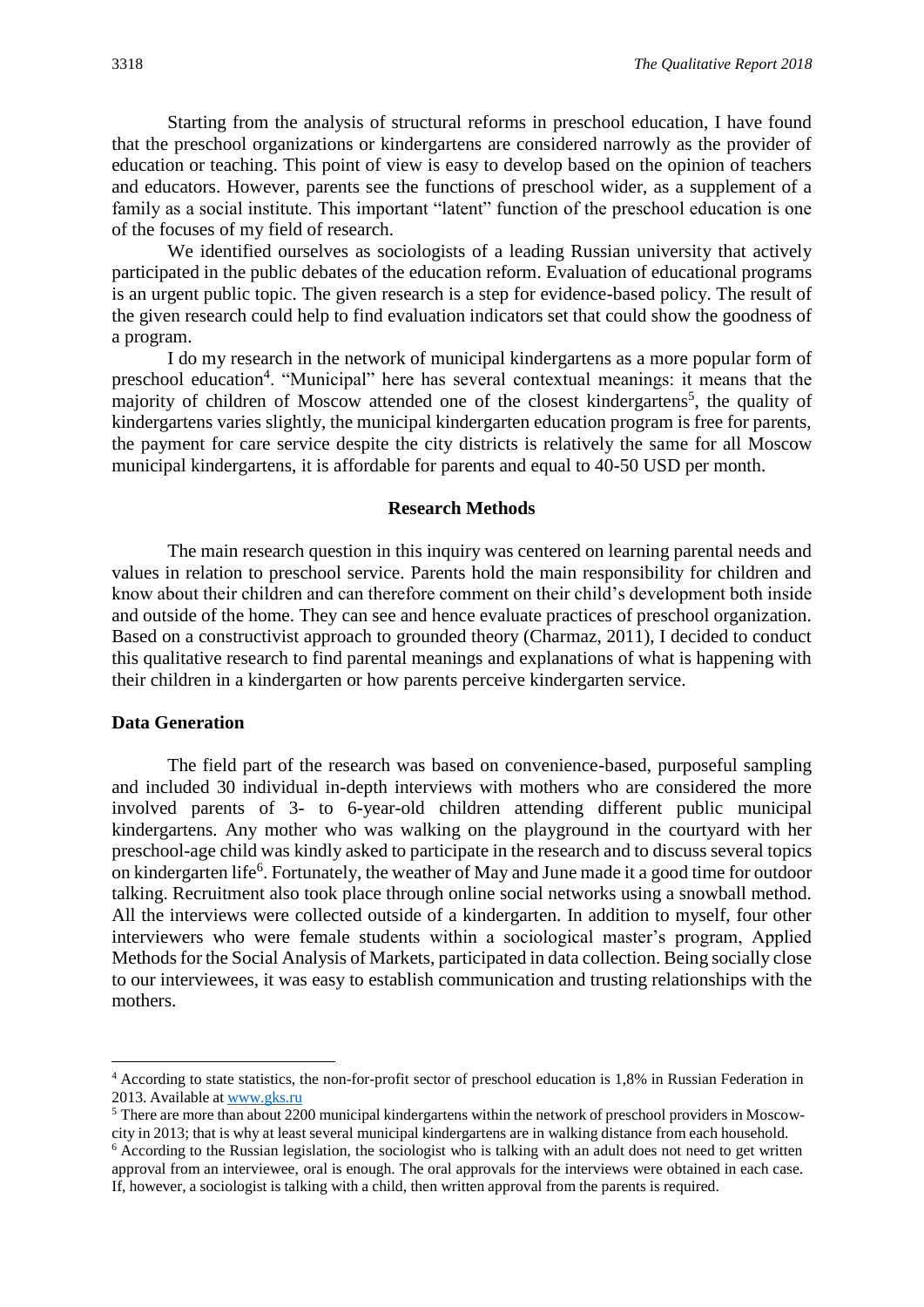Starting from the analysis of structural reforms in preschool education, I have found that the preschool organizations or kindergartens are considered narrowly as the provider of education or teaching. This point of view is easy to develop based on the opinion of teachers and educators. However, parents see the functions of preschool wider, as a supplement of a family as a social institute. This important "latent" function of the preschool education is one of the focuses of my field of research.

We identified ourselves as sociologists of a leading Russian university that actively participated in the public debates of the education reform. Evaluation of educational programs is an urgent public topic. The given research is a step for evidence-based policy. The result of the given research could help to find evaluation indicators set that could show the goodness of a program.

I do my research in the network of municipal kindergartens as a more popular form of preschool education[4]. "Municipal" here has several contextual meanings: it means that the majority of children of Moscow attended one of the closest kindergartens[5], the quality of kindergartens varies slightly, the municipal kindergarten education program is free for parents, the payment for care service despite the city districts is relatively the same for all Moscow municipal kindergartens, it is affordable for parents and equal to 40-50 USD per month.

## Research Methods

The main research question in this inquiry was centered on learning parental needs and values in relation to preschool service. Parents hold the main responsibility for children and know about their children and can therefore comment on their child's development both inside and outside of the home. They can see and hence evaluate practices of preschool organization. Based on a constructivist approach to grounded theory (Charmaz, 2011), I decided to conduct this qualitative research to find parental meanings and explanations of what is happening with their children in a kindergarten or how parents perceive kindergarten service.

### Data Generation

The field part of the research was based on convenience-based, purposeful sampling and included 30 individual in-depth interviews with mothers who are considered the more involved parents of 3- to 6-year-old children attending different public municipal kindergartens. Any mother who was walking on the playground in the courtyard with her preschool-age child was kindly asked to participate in the research and to discuss several topics on kindergarten life[6]. Fortunately, the weather of May and June made it a good time for outdoor talking. Recruitment also took place through online social networks using a snowball method. All the interviews were collected outside of a kindergarten. In addition to myself, four other interviewers who were female students within a sociological master's program, Applied Methods for the Social Analysis of Markets, participated in data collection. Being socially close to our interviewees, it was easy to establish communication and trusting relationships with the mothers.

---

[4] According to state statistics, the non-for-profit sector of preschool education is 1,8% in Russian Federation in 2013. Available at www.gks.ru

[5] There are more than about 2200 municipal kindergartens within the network of preschool providers in Moscow-city in 2013; that is why at least several municipal kindergartens are in walking distance from each household.

[6] According to the Russian legislation, the sociologist who is talking with an adult does not need to get written approval from an interviewee, oral is enough. The oral approvals for the interviews were obtained in each case. If, however, a sociologist is talking with a child, then written approval from the parents is required.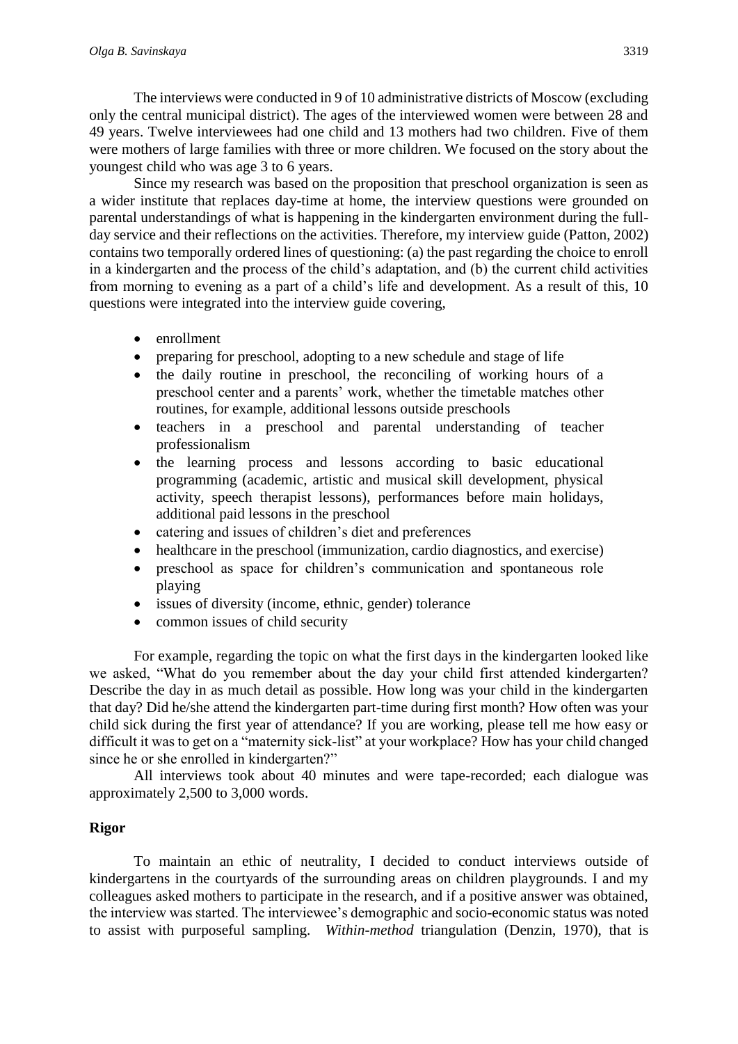The interviews were conducted in 9 of 10 administrative districts of Moscow (excluding only the central municipal district). The ages of the interviewed women were between 28 and 49 years. Twelve interviewees had one child and 13 mothers had two children. Five of them were mothers of large families with three or more children. We focused on the story about the youngest child who was age 3 to 6 years.

Since my research was based on the proposition that preschool organization is seen as a wider institute that replaces day-time at home, the interview questions were grounded on parental understandings of what is happening in the kindergarten environment during the full-day service and their reflections on the activities. Therefore, my interview guide (Patton, 2002) contains two temporally ordered lines of questioning: (a) the past regarding the choice to enroll in a kindergarten and the process of the child's adaptation, and (b) the current child activities from morning to evening as a part of a child's life and development. As a result of this, 10 questions were integrated into the interview guide covering,

- enrollment
- preparing for preschool, adopting to a new schedule and stage of life
- the daily routine in preschool, the reconciling of working hours of a preschool center and a parents' work, whether the timetable matches other routines, for example, additional lessons outside preschools
- teachers in a preschool and parental understanding of teacher professionalism
- the learning process and lessons according to basic educational programming (academic, artistic and musical skill development, physical activity, speech therapist lessons), performances before main holidays, additional paid lessons in the preschool
- catering and issues of children's diet and preferences
- healthcare in the preschool (immunization, cardio diagnostics, and exercise)
- preschool as space for children's communication and spontaneous role playing
- issues of diversity (income, ethnic, gender) tolerance
- common issues of child security

For example, regarding the topic on what the first days in the kindergarten looked like we asked, "What do you remember about the day your child first attended kindergarten? Describe the day in as much detail as possible. How long was your child in the kindergarten that day? Did he/she attend the kindergarten part-time during first month? How often was your child sick during the first year of attendance? If you are working, please tell me how easy or difficult it was to get on a "maternity sick-list" at your workplace? How has your child changed since he or she enrolled in kindergarten?"

All interviews took about 40 minutes and were tape-recorded; each dialogue was approximately 2,500 to 3,000 words.

## Rigor

To maintain an ethic of neutrality, I decided to conduct interviews outside of kindergartens in the courtyards of the surrounding areas on children playgrounds. I and my colleagues asked mothers to participate in the research, and if a positive answer was obtained, the interview was started. The interviewee's demographic and socio-economic status was noted to assist with purposeful sampling. *Within-method* triangulation (Denzin, 1970), that is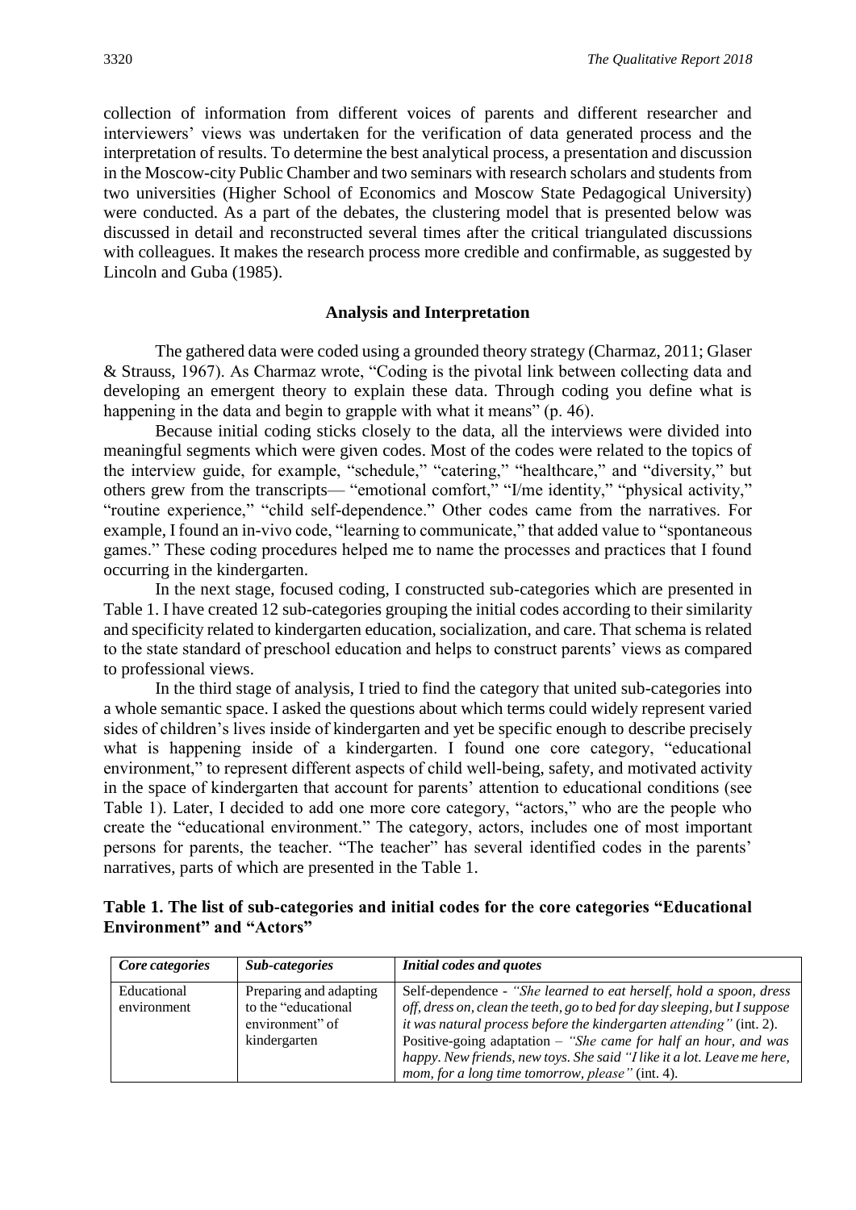collection of information from different voices of parents and different researcher and interviewers' views was undertaken for the verification of data generated process and the interpretation of results. To determine the best analytical process, a presentation and discussion in the Moscow-city Public Chamber and two seminars with research scholars and students from two universities (Higher School of Economics and Moscow State Pedagogical University) were conducted. As a part of the debates, the clustering model that is presented below was discussed in detail and reconstructed several times after the critical triangulated discussions with colleagues. It makes the research process more credible and confirmable, as suggested by Lincoln and Guba (1985).

## Analysis and Interpretation

The gathered data were coded using a grounded theory strategy (Charmaz, 2011; Glaser & Strauss, 1967). As Charmaz wrote, "Coding is the pivotal link between collecting data and developing an emergent theory to explain these data. Through coding you define what is happening in the data and begin to grapple with what it means" (p. 46).

Because initial coding sticks closely to the data, all the interviews were divided into meaningful segments which were given codes. Most of the codes were related to the topics of the interview guide, for example, "schedule," "catering," "healthcare," and "diversity," but others grew from the transcripts— "emotional comfort," "I/me identity," "physical activity," "routine experience," "child self-dependence." Other codes came from the narratives. For example, I found an in-vivo code, "learning to communicate," that added value to "spontaneous games." These coding procedures helped me to name the processes and practices that I found occurring in the kindergarten.

In the next stage, focused coding, I constructed sub-categories which are presented in Table 1. I have created 12 sub-categories grouping the initial codes according to their similarity and specificity related to kindergarten education, socialization, and care. That schema is related to the state standard of preschool education and helps to construct parents' views as compared to professional views.

In the third stage of analysis, I tried to find the category that united sub-categories into a whole semantic space. I asked the questions about which terms could widely represent varied sides of children's lives inside of kindergarten and yet be specific enough to describe precisely what is happening inside of a kindergarten. I found one core category, "educational environment," to represent different aspects of child well-being, safety, and motivated activity in the space of kindergarten that account for parents' attention to educational conditions (see Table 1). Later, I decided to add one more core category, "actors," who are the people who create the "educational environment." The category, actors, includes one of most important persons for parents, the teacher. "The teacher" has several identified codes in the parents' narratives, parts of which are presented in the Table 1.

**Table 1. The list of sub-categories and initial codes for the core categories "Educational Environment" and "Actors"**

| *Core categories* | *Sub-categories* | *Initial codes and quotes* |
|---|---|---|
| Educational environment | Preparing and adapting to the "educational environment" of kindergarten | Self-dependence - *"She learned to eat herself, hold a spoon, dress off, dress on, clean the teeth, go to bed for day sleeping, but I suppose it was natural process before the kindergarten attending"* (int. 2). Positive-going adaptation – *"She came for half an hour, and was happy. New friends, new toys. She said "I like it a lot. Leave me here, mom, for a long time tomorrow, please"* (int. 4). |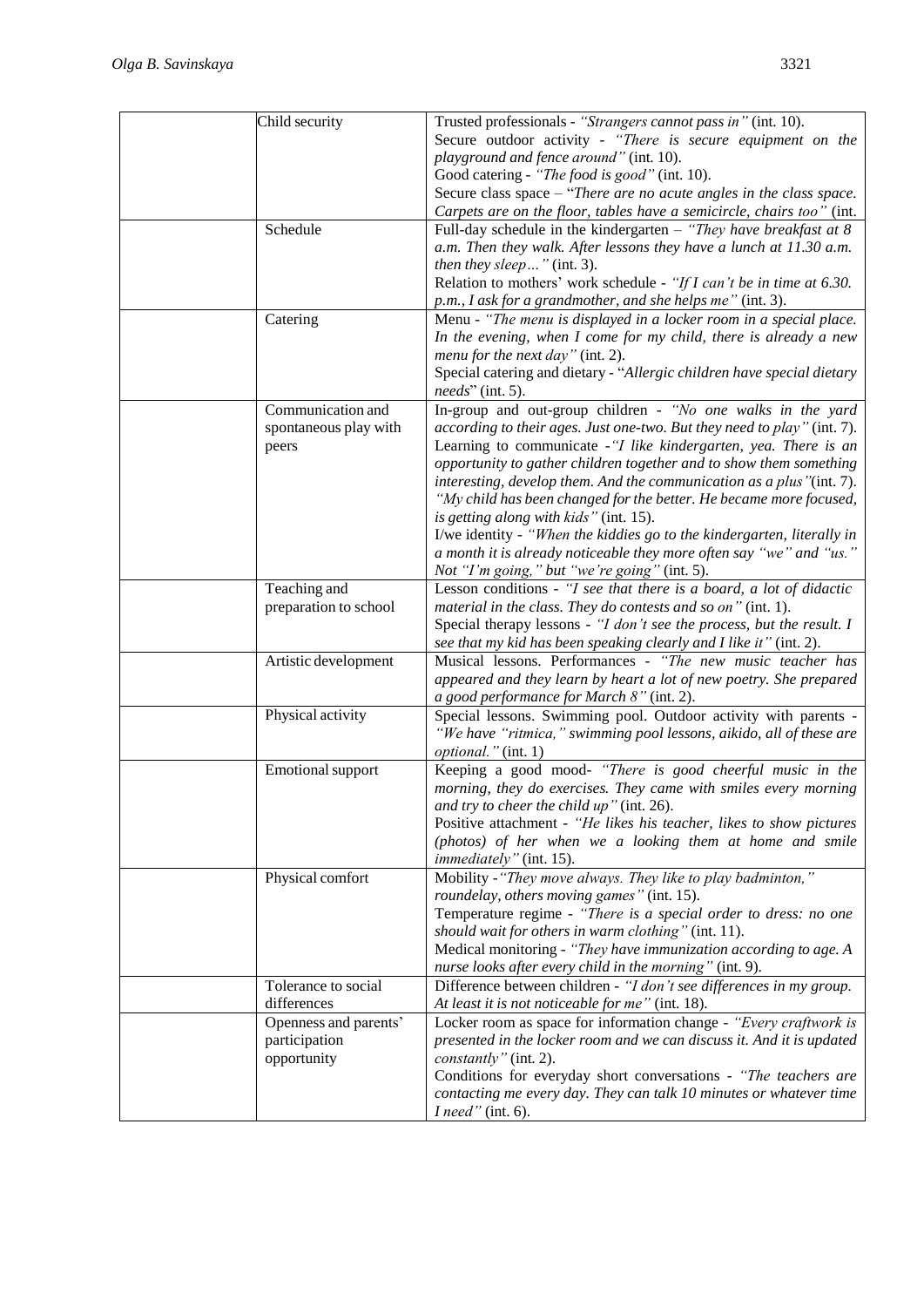| | | |
|---|---|---|
| | Child security | Trusted professionals - *"Strangers cannot pass in"* (int. 10). Secure outdoor activity - *"There is secure equipment on the playground and fence around"* (int. 10). Good catering - *"The food is good"* (int. 10). Secure class space – "*There are no acute angles in the class space. Carpets are on the floor, tables have a semicircle, chairs too"* (int. |
| | Schedule | Full-day schedule in the kindergarten – *"They have breakfast at 8 a.m. Then they walk. After lessons they have a lunch at 11.30 a.m. then they sleep…"* (int. 3). Relation to mothers' work schedule - *"If I can't be in time at 6.30. p.m., I ask for a grandmother, and she helps me"* (int. 3). |
| | Catering | Menu - *"The menu is displayed in a locker room in a special place. In the evening, when I come for my child, there is already a new menu for the next day"* (int. 2). Special catering and dietary - "*Allergic children have special dietary needs*" (int. 5). |
| | Communication and spontaneous play with peers | In-group and out-group children - *"No one walks in the yard according to their ages. Just one-two. But they need to play"* (int. 7). Learning to communicate -*"I like kindergarten, yea. There is an opportunity to gather children together and to show them something interesting, develop them. And the communication as a plus"*(int. 7). *"My child has been changed for the better. He became more focused, is getting along with kids"* (int. 15). I/we identity - *"When the kiddies go to the kindergarten, literally in a month it is already noticeable they more often say "we" and "us." Not "I'm going," but "we're going"* (int. 5). |
| | Teaching and preparation to school | Lesson conditions - *"I see that there is a board, a lot of didactic material in the class. They do contests and so on"* (int. 1). Special therapy lessons - *"I don't see the process, but the result. I see that my kid has been speaking clearly and I like it"* (int. 2). |
| | Artistic development | Musical lessons. Performances - *"The new music teacher has appeared and they learn by heart a lot of new poetry. She prepared a good performance for March 8"* (int. 2). |
| | Physical activity | Special lessons. Swimming pool. Outdoor activity with parents - *"We have "ritmica," swimming pool lessons, aikido, all of these are optional."* (int. 1) |
| | Emotional support | Keeping a good mood- *"There is good cheerful music in the morning, they do exercises. They came with smiles every morning and try to cheer the child up"* (int. 26). Positive attachment - *"He likes his teacher, likes to show pictures (photos) of her when we a looking them at home and smile immediately"* (int. 15). |
| | Physical comfort | Mobility -*"They move always. They like to play badminton," roundelay, others moving games"* (int. 15). Temperature regime - *"There is a special order to dress: no one should wait for others in warm clothing"* (int. 11). Medical monitoring - *"They have immunization according to age. A nurse looks after every child in the morning"* (int. 9). |
| | Tolerance to social differences | Difference between children - *"I don't see differences in my group. At least it is not noticeable for me"* (int. 18). |
| | Openness and parents' participation opportunity | Locker room as space for information change - *"Every craftwork is presented in the locker room and we can discuss it. And it is updated constantly"* (int. 2). Conditions for everyday short conversations - *"The teachers are contacting me every day. They can talk 10 minutes or whatever time I need"* (int. 6). |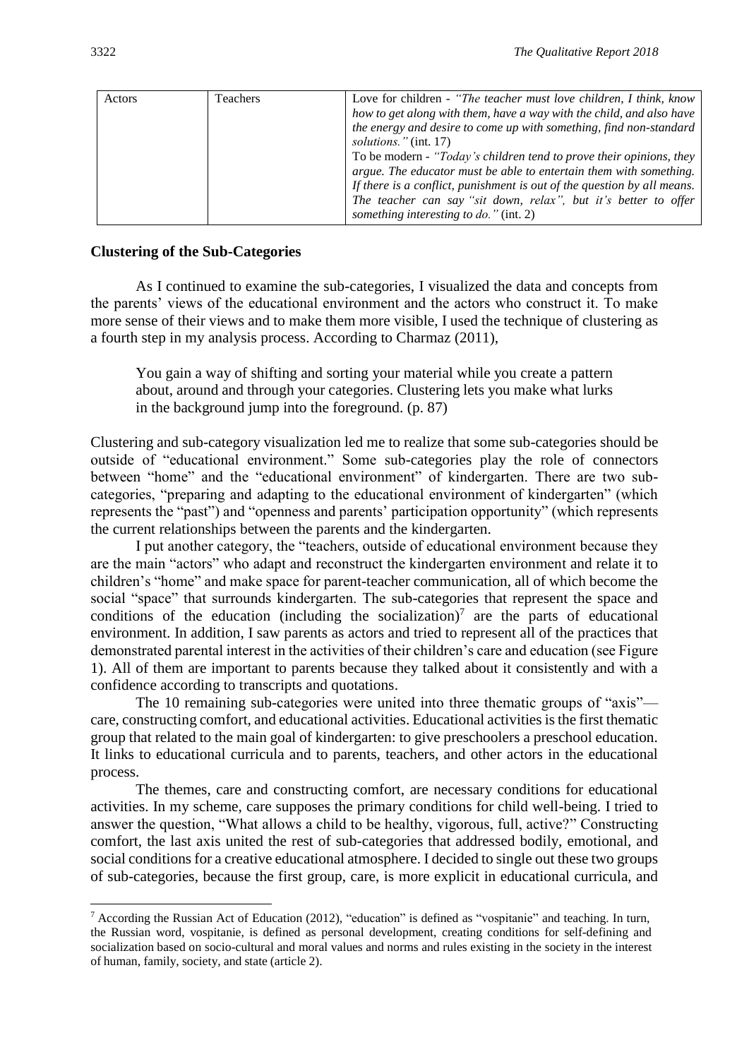| | | |
|---|---|---|
| Actors | Teachers | Love for children - *"The teacher must love children, I think, know how to get along with them, have a way with the child, and also have the energy and desire to come up with something, find non-standard solutions."* (int. 17)<br>To be modern - *"Today's children tend to prove their opinions, they argue. The educator must be able to entertain them with something. If there is a conflict, punishment is out of the question by all means. The teacher can say "sit down, relax", but it's better to offer something interesting to do."* (int. 2) |

**Clustering of the Sub-Categories**

As I continued to examine the sub-categories, I visualized the data and concepts from the parents' views of the educational environment and the actors who construct it. To make more sense of their views and to make them more visible, I used the technique of clustering as a fourth step in my analysis process. According to Charmaz (2011),

> You gain a way of shifting and sorting your material while you create a pattern about, around and through your categories. Clustering lets you make what lurks in the background jump into the foreground. (p. 87)

Clustering and sub-category visualization led me to realize that some sub-categories should be outside of "educational environment." Some sub-categories play the role of connectors between "home" and the "educational environment" of kindergarten. There are two sub-categories, "preparing and adapting to the educational environment of kindergarten" (which represents the "past") and "openness and parents' participation opportunity" (which represents the current relationships between the parents and the kindergarten.

I put another category, the "teachers, outside of educational environment because they are the main "actors" who adapt and reconstruct the kindergarten environment and relate it to children's "home" and make space for parent-teacher communication, all of which become the social "space" that surrounds kindergarten. The sub-categories that represent the space and conditions of the education (including the socialization)[7] are the parts of educational environment. In addition, I saw parents as actors and tried to represent all of the practices that demonstrated parental interest in the activities of their children's care and education (see Figure 1). All of them are important to parents because they talked about it consistently and with a confidence according to transcripts and quotations.

The 10 remaining sub-categories were united into three thematic groups of "axis"—care, constructing comfort, and educational activities. Educational activities is the first thematic group that related to the main goal of kindergarten: to give preschoolers a preschool education. It links to educational curricula and to parents, teachers, and other actors in the educational process.

The themes, care and constructing comfort, are necessary conditions for educational activities. In my scheme, care supposes the primary conditions for child well-being. I tried to answer the question, "What allows a child to be healthy, vigorous, full, active?" Constructing comfort, the last axis united the rest of sub-categories that addressed bodily, emotional, and social conditions for a creative educational atmosphere. I decided to single out these two groups of sub-categories, because the first group, care, is more explicit in educational curricula, and

[7] According the Russian Act of Education (2012), "education" is defined as "vospitanie" and teaching. In turn, the Russian word, vospitanie, is defined as personal development, creating conditions for self-defining and socialization based on socio-cultural and moral values and norms and rules existing in the society in the interest of human, family, society, and state (article 2).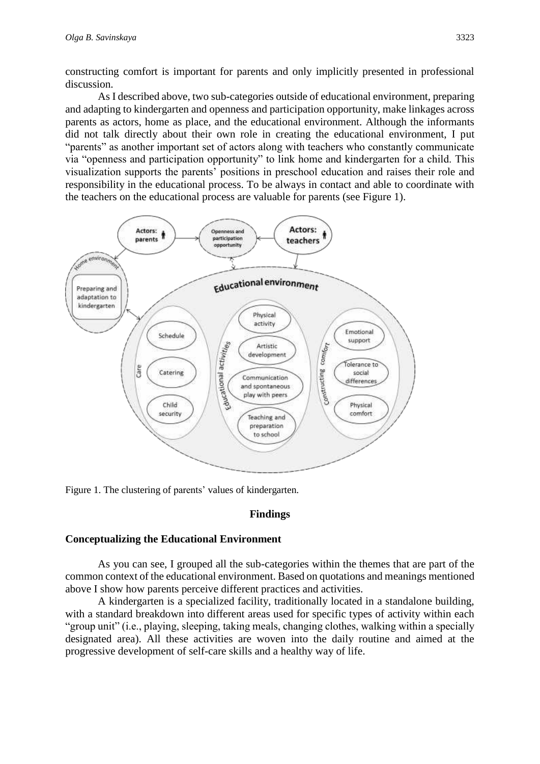constructing comfort is important for parents and only implicitly presented in professional discussion.

As I described above, two sub-categories outside of educational environment, preparing and adapting to kindergarten and openness and participation opportunity, make linkages across parents as actors, home as place, and the educational environment. Although the informants did not talk directly about their own role in creating the educational environment, I put "parents" as another important set of actors along with teachers who constantly communicate via "openness and participation opportunity" to link home and kindergarten for a child. This visualization supports the parents' positions in preschool education and raises their role and responsibility in the educational process. To be always in contact and able to coordinate with the teachers on the educational process are valuable for parents (see Figure 1).

Figure 1. The clustering of parents' values of kindergarten.

## Findings

### Conceptualizing the Educational Environment

As you can see, I grouped all the sub-categories within the themes that are part of the common context of the educational environment. Based on quotations and meanings mentioned above I show how parents perceive different practices and activities.

A kindergarten is a specialized facility, traditionally located in a standalone building, with a standard breakdown into different areas used for specific types of activity within each "group unit" (i.e., playing, sleeping, taking meals, changing clothes, walking within a specially designated area). All these activities are woven into the daily routine and aimed at the progressive development of self-care skills and a healthy way of life.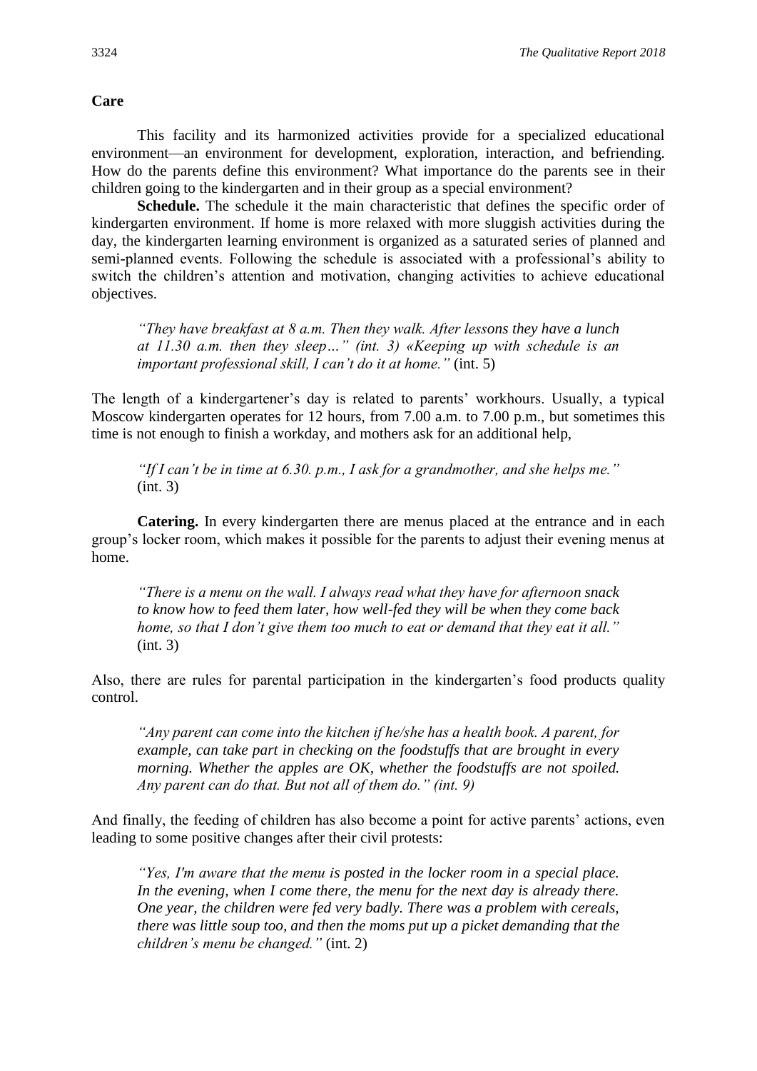## Care

This facility and its harmonized activities provide for a specialized educational environment—an environment for development, exploration, interaction, and befriending. How do the parents define this environment? What importance do the parents see in their children going to the kindergarten and in their group as a special environment?

**Schedule.** The schedule it the main characteristic that defines the specific order of kindergarten environment. If home is more relaxed with more sluggish activities during the day, the kindergarten learning environment is organized as a saturated series of planned and semi-planned events. Following the schedule is associated with a professional's ability to switch the children's attention and motivation, changing activities to achieve educational objectives.

> *"They have breakfast at 8 a.m. Then they walk. After lessons they have a lunch at 11.30 a.m. then they sleep…" (int. 3) «Keeping up with schedule is an important professional skill, I can't do it at home."* (int. 5)

The length of a kindergartener's day is related to parents' workhours. Usually, a typical Moscow kindergarten operates for 12 hours, from 7.00 a.m. to 7.00 p.m., but sometimes this time is not enough to finish a workday, and mothers ask for an additional help,

> *"If I can't be in time at 6.30. p.m., I ask for a grandmother, and she helps me."* (int. 3)

**Catering.** In every kindergarten there are menus placed at the entrance and in each group's locker room, which makes it possible for the parents to adjust their evening menus at home.

> *"There is a menu on the wall. I always read what they have for afternoon snack to know how to feed them later, how well-fed they will be when they come back home, so that I don't give them too much to eat or demand that they eat it all."* (int. 3)

Also, there are rules for parental participation in the kindergarten's food products quality control.

> *"Any parent can come into the kitchen if he/she has a health book. A parent, for example, can take part in checking on the foodstuffs that are brought in every morning. Whether the apples are OK, whether the foodstuffs are not spoiled. Any parent can do that. But not all of them do." (int. 9)*

And finally, the feeding of children has also become a point for active parents' actions, even leading to some positive changes after their civil protests:

> *"Yes, I'm aware that the menu is posted in the locker room in a special place. In the evening, when I come there, the menu for the next day is already there. One year, the children were fed very badly. There was a problem with cereals, there was little soup too, and then the moms put up a picket demanding that the children's menu be changed."* (int. 2)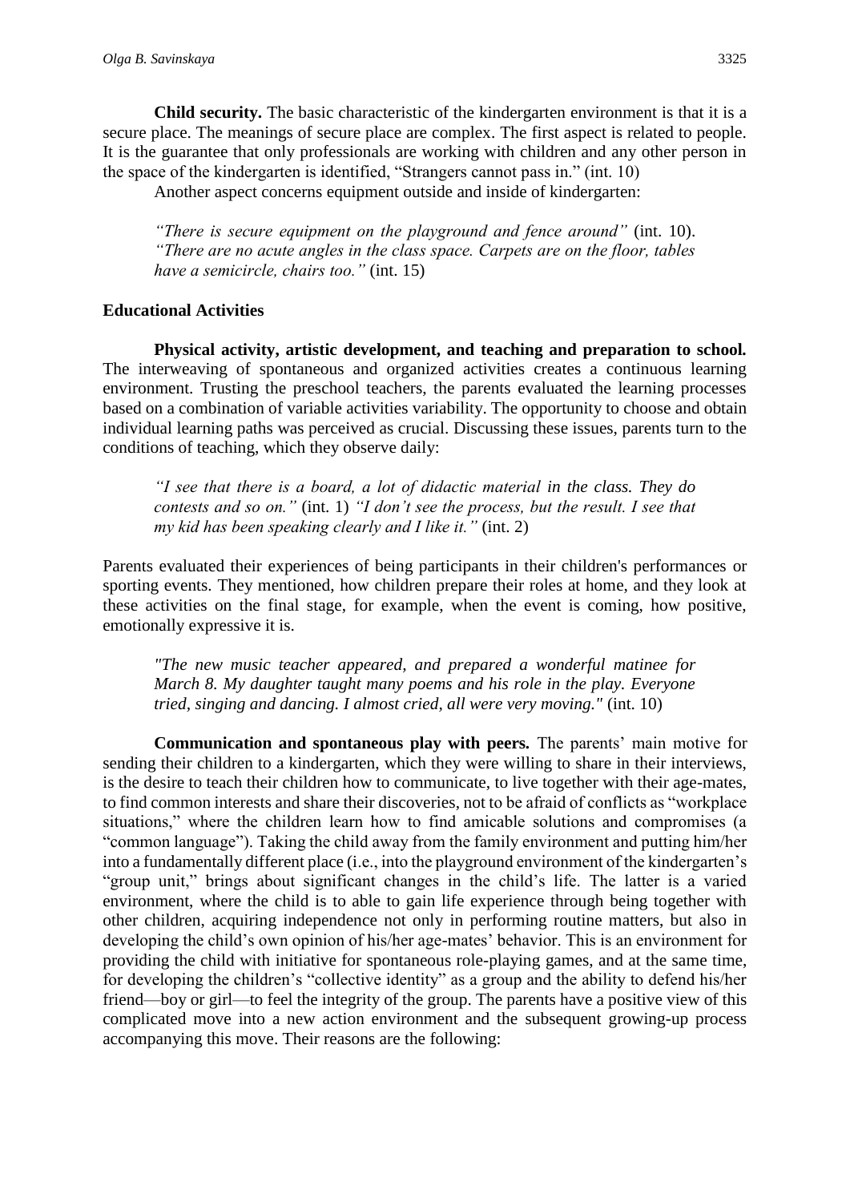**Child security.** The basic characteristic of the kindergarten environment is that it is a secure place. The meanings of secure place are complex. The first aspect is related to people. It is the guarantee that only professionals are working with children and any other person in the space of the kindergarten is identified, "Strangers cannot pass in." (int. 10)

Another aspect concerns equipment outside and inside of kindergarten:

> *"There is secure equipment on the playground and fence around"* (int. 10). *"There are no acute angles in the class space. Carpets are on the floor, tables have a semicircle, chairs too."* (int. 15)

## Educational Activities

**Physical activity, artistic development, and teaching and preparation to school.** The interweaving of spontaneous and organized activities creates a continuous learning environment. Trusting the preschool teachers, the parents evaluated the learning processes based on a combination of variable activities variability. The opportunity to choose and obtain individual learning paths was perceived as crucial. Discussing these issues, parents turn to the conditions of teaching, which they observe daily:

> *"I see that there is a board, a lot of didactic material in the class. They do contests and so on."* (int. 1) *"I don't see the process, but the result. I see that my kid has been speaking clearly and I like it."* (int. 2)

Parents evaluated their experiences of being participants in their children's performances or sporting events. They mentioned, how children prepare their roles at home, and they look at these activities on the final stage, for example, when the event is coming, how positive, emotionally expressive it is.

> *"The new music teacher appeared, and prepared a wonderful matinee for March 8. My daughter taught many poems and his role in the play. Everyone tried, singing and dancing. I almost cried, all were very moving."* (int. 10)

**Communication and spontaneous play with peers.** The parents' main motive for sending their children to a kindergarten, which they were willing to share in their interviews, is the desire to teach their children how to communicate, to live together with their age-mates, to find common interests and share their discoveries, not to be afraid of conflicts as "workplace situations," where the children learn how to find amicable solutions and compromises (a "common language"). Taking the child away from the family environment and putting him/her into a fundamentally different place (i.e., into the playground environment of the kindergarten's "group unit," brings about significant changes in the child's life. The latter is a varied environment, where the child is to able to gain life experience through being together with other children, acquiring independence not only in performing routine matters, but also in developing the child's own opinion of his/her age-mates' behavior. This is an environment for providing the child with initiative for spontaneous role-playing games, and at the same time, for developing the children's "collective identity" as a group and the ability to defend his/her friend—boy or girl—to feel the integrity of the group. The parents have a positive view of this complicated move into a new action environment and the subsequent growing-up process accompanying this move. Their reasons are the following: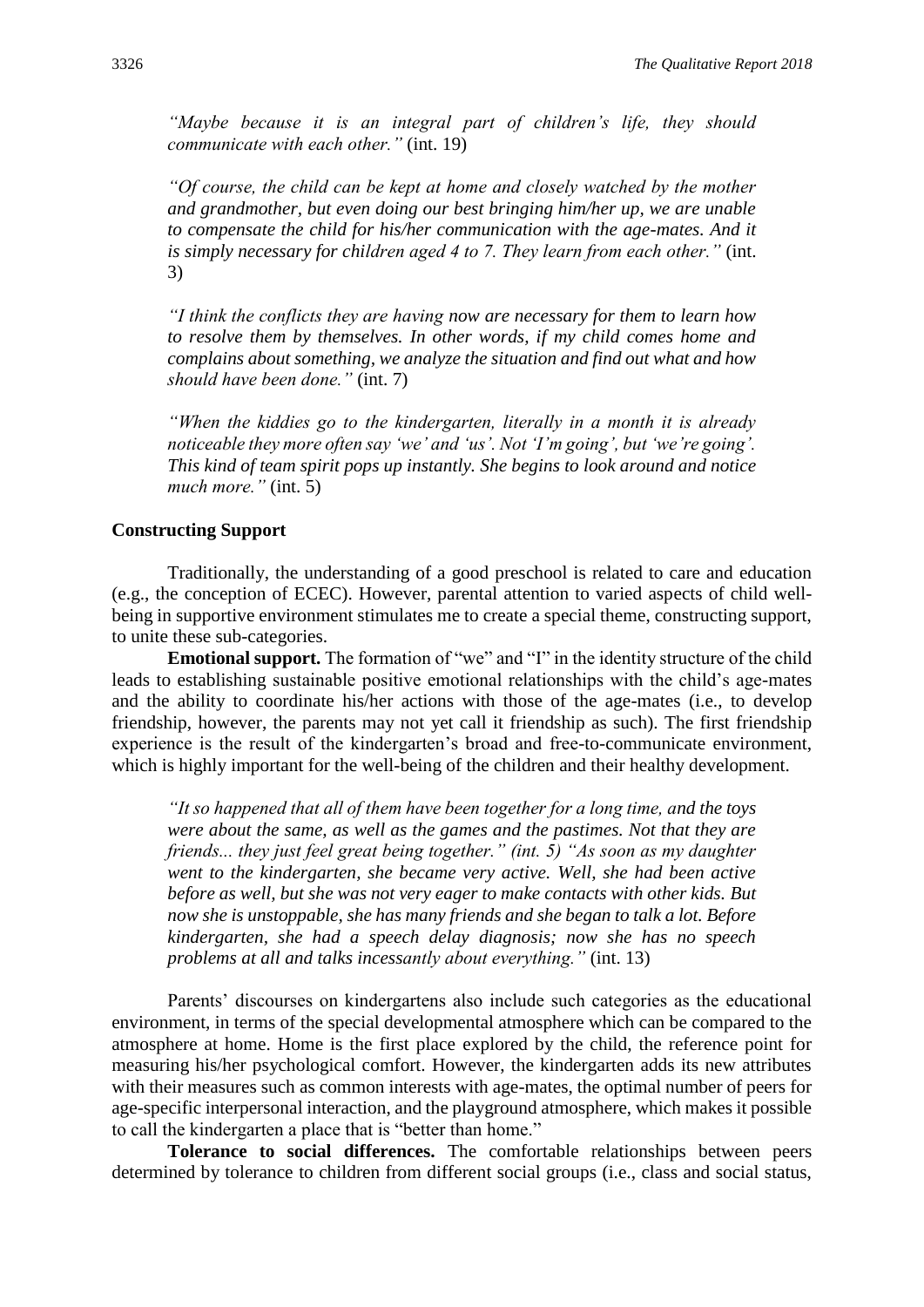*"Maybe because it is an integral part of children's life, they should communicate with each other."* (int. 19)

*"Of course, the child can be kept at home and closely watched by the mother and grandmother, but even doing our best bringing him/her up, we are unable to compensate the child for his/her communication with the age-mates. And it is simply necessary for children aged 4 to 7. They learn from each other."* (int. 3)

*"I think the conflicts they are having now are necessary for them to learn how to resolve them by themselves. In other words, if my child comes home and complains about something, we analyze the situation and find out what and how should have been done."* (int. 7)

*"When the kiddies go to the kindergarten, literally in a month it is already noticeable they more often say 'we' and 'us'. Not 'I'm going', but 'we're going'. This kind of team spirit pops up instantly. She begins to look around and notice much more."* (int. 5)

**Constructing Support**

Traditionally, the understanding of a good preschool is related to care and education (e.g., the conception of ECEC). However, parental attention to varied aspects of child well-being in supportive environment stimulates me to create a special theme, constructing support, to unite these sub-categories.

**Emotional support.** The formation of "we" and "I" in the identity structure of the child leads to establishing sustainable positive emotional relationships with the child's age-mates and the ability to coordinate his/her actions with those of the age-mates (i.e., to develop friendship, however, the parents may not yet call it friendship as such). The first friendship experience is the result of the kindergarten's broad and free-to-communicate environment, which is highly important for the well-being of the children and their healthy development.

*"It so happened that all of them have been together for a long time, and the toys were about the same, as well as the games and the pastimes. Not that they are friends... they just feel great being together." (int. 5) "As soon as my daughter went to the kindergarten, she became very active. Well, she had been active before as well, but she was not very eager to make contacts with other kids. But now she is unstoppable, she has many friends and she began to talk a lot. Before kindergarten, she had a speech delay diagnosis; now she has no speech problems at all and talks incessantly about everything."* (int. 13)

Parents' discourses on kindergartens also include such categories as the educational environment, in terms of the special developmental atmosphere which can be compared to the atmosphere at home. Home is the first place explored by the child, the reference point for measuring his/her psychological comfort. However, the kindergarten adds its new attributes with their measures such as common interests with age-mates, the optimal number of peers for age-specific interpersonal interaction, and the playground atmosphere, which makes it possible to call the kindergarten a place that is "better than home."

**Tolerance to social differences.** The comfortable relationships between peers determined by tolerance to children from different social groups (i.e., class and social status,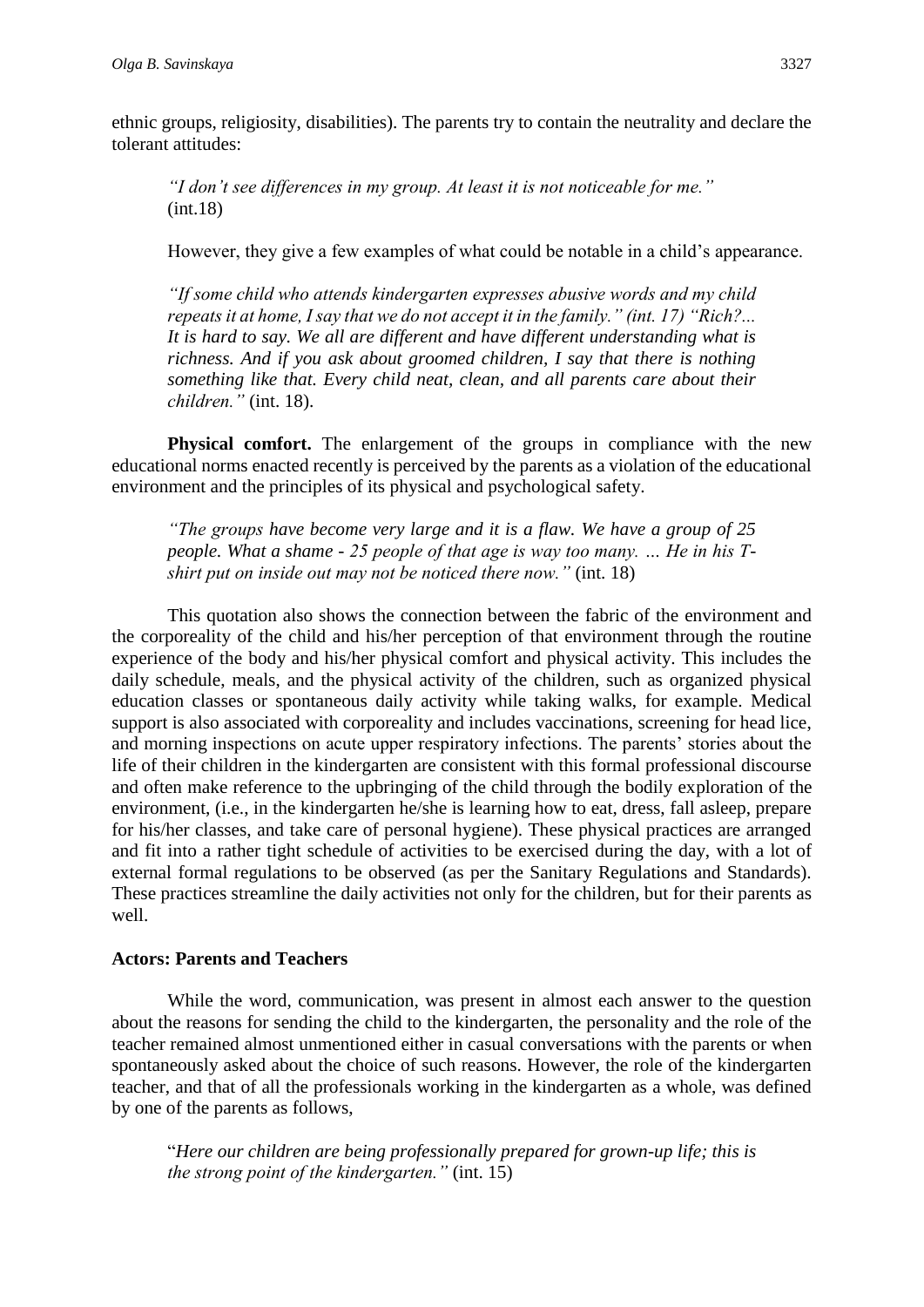ethnic groups, religiosity, disabilities). The parents try to contain the neutrality and declare the tolerant attitudes:

> *"I don't see differences in my group. At least it is not noticeable for me."* (int.18)
>
> However, they give a few examples of what could be notable in a child's appearance.
>
> *"If some child who attends kindergarten expresses abusive words and my child repeats it at home, I say that we do not accept it in the family." (int. 17) "Rich?... It is hard to say. We all are different and have different understanding what is richness. And if you ask about groomed children, I say that there is nothing something like that. Every child neat, clean, and all parents care about their children."* (int. 18).

**Physical comfort.** The enlargement of the groups in compliance with the new educational norms enacted recently is perceived by the parents as a violation of the educational environment and the principles of its physical and psychological safety.

> *"The groups have become very large and it is a flaw. We have a group of 25 people. What a shame - 25 people of that age is way too many. … He in his T-shirt put on inside out may not be noticed there now."* (int. 18)

This quotation also shows the connection between the fabric of the environment and the corporeality of the child and his/her perception of that environment through the routine experience of the body and his/her physical comfort and physical activity. This includes the daily schedule, meals, and the physical activity of the children, such as organized physical education classes or spontaneous daily activity while taking walks, for example. Medical support is also associated with corporeality and includes vaccinations, screening for head lice, and morning inspections on acute upper respiratory infections. The parents' stories about the life of their children in the kindergarten are consistent with this formal professional discourse and often make reference to the upbringing of the child through the bodily exploration of the environment, (i.e., in the kindergarten he/she is learning how to eat, dress, fall asleep, prepare for his/her classes, and take care of personal hygiene). These physical practices are arranged and fit into a rather tight schedule of activities to be exercised during the day, with a lot of external formal regulations to be observed (as per the Sanitary Regulations and Standards). These practices streamline the daily activities not only for the children, but for their parents as well.

**Actors: Parents and Teachers**

While the word, communication, was present in almost each answer to the question about the reasons for sending the child to the kindergarten, the personality and the role of the teacher remained almost unmentioned either in casual conversations with the parents or when spontaneously asked about the choice of such reasons. However, the role of the kindergarten teacher, and that of all the professionals working in the kindergarten as a whole, was defined by one of the parents as follows,

> "*Here our children are being professionally prepared for grown-up life; this is the strong point of the kindergarten."* (int. 15)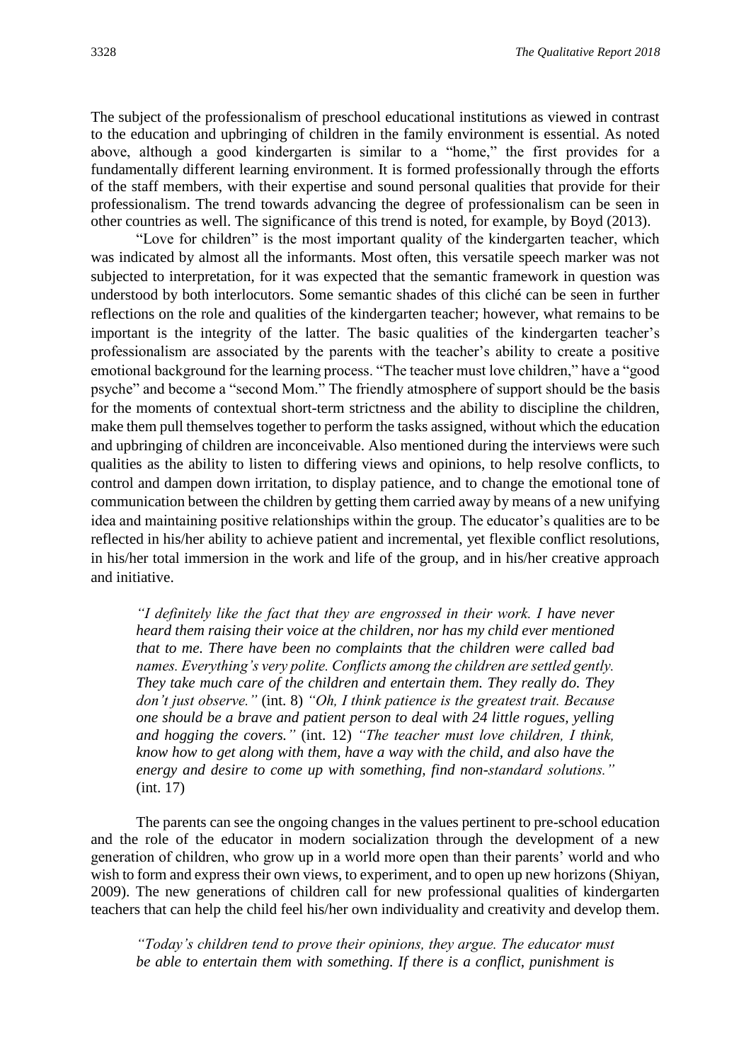The subject of the professionalism of preschool educational institutions as viewed in contrast to the education and upbringing of children in the family environment is essential. As noted above, although a good kindergarten is similar to a "home," the first provides for a fundamentally different learning environment. It is formed professionally through the efforts of the staff members, with their expertise and sound personal qualities that provide for their professionalism. The trend towards advancing the degree of professionalism can be seen in other countries as well. The significance of this trend is noted, for example, by Boyd (2013).

"Love for children" is the most important quality of the kindergarten teacher, which was indicated by almost all the informants. Most often, this versatile speech marker was not subjected to interpretation, for it was expected that the semantic framework in question was understood by both interlocutors. Some semantic shades of this cliché can be seen in further reflections on the role and qualities of the kindergarten teacher; however, what remains to be important is the integrity of the latter. The basic qualities of the kindergarten teacher's professionalism are associated by the parents with the teacher's ability to create a positive emotional background for the learning process. "The teacher must love children," have a "good psyche" and become a "second Mom." The friendly atmosphere of support should be the basis for the moments of contextual short-term strictness and the ability to discipline the children, make them pull themselves together to perform the tasks assigned, without which the education and upbringing of children are inconceivable. Also mentioned during the interviews were such qualities as the ability to listen to differing views and opinions, to help resolve conflicts, to control and dampen down irritation, to display patience, and to change the emotional tone of communication between the children by getting them carried away by means of a new unifying idea and maintaining positive relationships within the group. The educator's qualities are to be reflected in his/her ability to achieve patient and incremental, yet flexible conflict resolutions, in his/her total immersion in the work and life of the group, and in his/her creative approach and initiative.

> *"I definitely like the fact that they are engrossed in their work. I have never heard them raising their voice at the children, nor has my child ever mentioned that to me. There have been no complaints that the children were called bad names. Everything's very polite. Conflicts among the children are settled gently. They take much care of the children and entertain them. They really do. They don't just observe."* (int. 8) *"Oh, I think patience is the greatest trait. Because one should be a brave and patient person to deal with 24 little rogues, yelling and hogging the covers."* (int. 12) *"The teacher must love children, I think, know how to get along with them, have a way with the child, and also have the energy and desire to come up with something, find non-standard solutions."* (int. 17)

The parents can see the ongoing changes in the values pertinent to pre-school education and the role of the educator in modern socialization through the development of a new generation of children, who grow up in a world more open than their parents' world and who wish to form and express their own views, to experiment, and to open up new horizons (Shiyan, 2009). The new generations of children call for new professional qualities of kindergarten teachers that can help the child feel his/her own individuality and creativity and develop them.

> *"Today's children tend to prove their opinions, they argue. The educator must be able to entertain them with something. If there is a conflict, punishment is*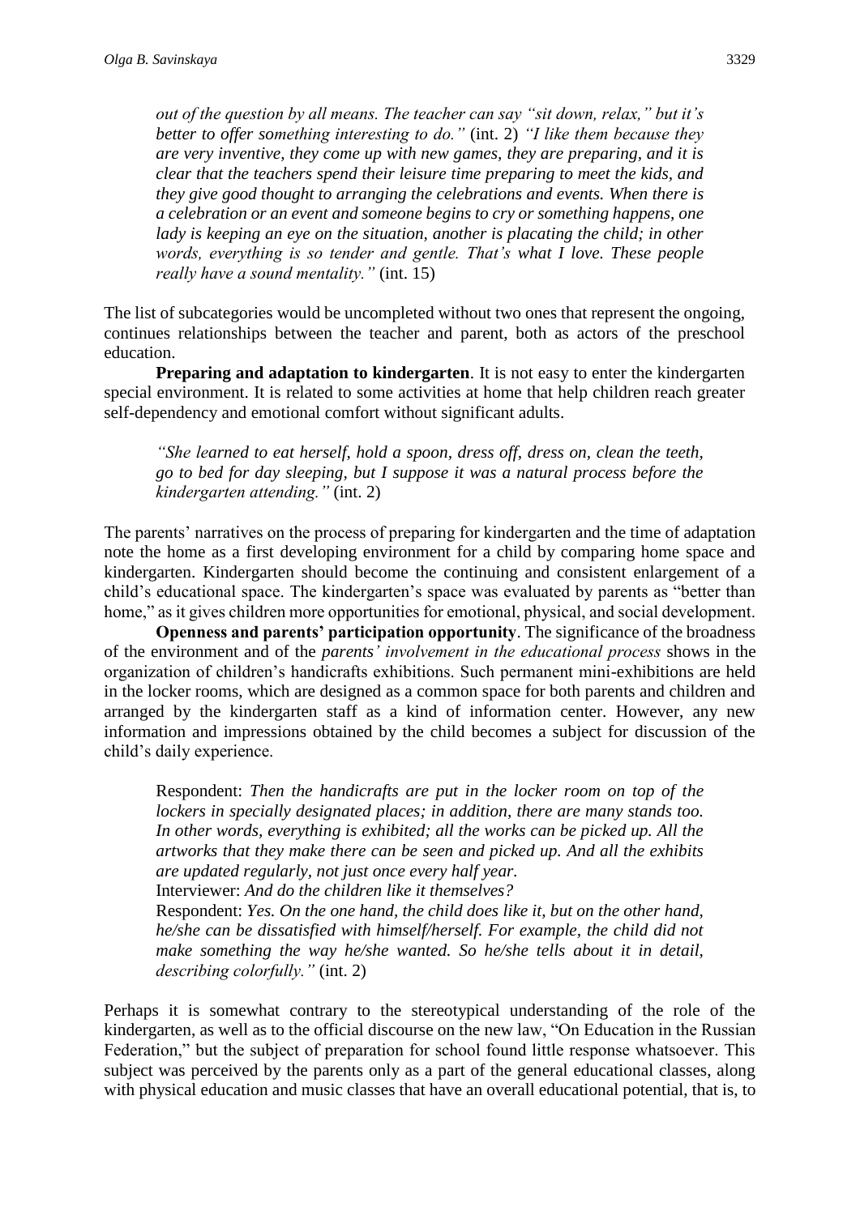*out of the question by all means. The teacher can say "sit down, relax," but it's better to offer something interesting to do."* (int. 2) *"I like them because they are very inventive, they come up with new games, they are preparing, and it is clear that the teachers spend their leisure time preparing to meet the kids, and they give good thought to arranging the celebrations and events. When there is a celebration or an event and someone begins to cry or something happens, one lady is keeping an eye on the situation, another is placating the child; in other words, everything is so tender and gentle. That's what I love. These people really have a sound mentality."* (int. 15)

The list of subcategories would be uncompleted without two ones that represent the ongoing, continues relationships between the teacher and parent, both as actors of the preschool education.

**Preparing and adaptation to kindergarten**. It is not easy to enter the kindergarten special environment. It is related to some activities at home that help children reach greater self-dependency and emotional comfort without significant adults.

> *"She learned to eat herself, hold a spoon, dress off, dress on, clean the teeth, go to bed for day sleeping, but I suppose it was a natural process before the kindergarten attending."* (int. 2)

The parents' narratives on the process of preparing for kindergarten and the time of adaptation note the home as a first developing environment for a child by comparing home space and kindergarten. Kindergarten should become the continuing and consistent enlargement of a child's educational space. The kindergarten's space was evaluated by parents as "better than home," as it gives children more opportunities for emotional, physical, and social development.

**Openness and parents' participation opportunity**. The significance of the broadness of the environment and of the *parents' involvement in the educational process* shows in the organization of children's handicrafts exhibitions. Such permanent mini-exhibitions are held in the locker rooms, which are designed as a common space for both parents and children and arranged by the kindergarten staff as a kind of information center. However, any new information and impressions obtained by the child becomes a subject for discussion of the child's daily experience.

> Respondent: *Then the handicrafts are put in the locker room on top of the lockers in specially designated places; in addition, there are many stands too. In other words, everything is exhibited; all the works can be picked up. All the artworks that they make there can be seen and picked up. And all the exhibits are updated regularly, not just once every half year.*
>
> Interviewer: *And do the children like it themselves?*
>
> Respondent: *Yes. On the one hand, the child does like it, but on the other hand, he/she can be dissatisfied with himself/herself. For example, the child did not make something the way he/she wanted. So he/she tells about it in detail, describing colorfully."* (int. 2)

Perhaps it is somewhat contrary to the stereotypical understanding of the role of the kindergarten, as well as to the official discourse on the new law, "On Education in the Russian Federation," but the subject of preparation for school found little response whatsoever. This subject was perceived by the parents only as a part of the general educational classes, along with physical education and music classes that have an overall educational potential, that is, to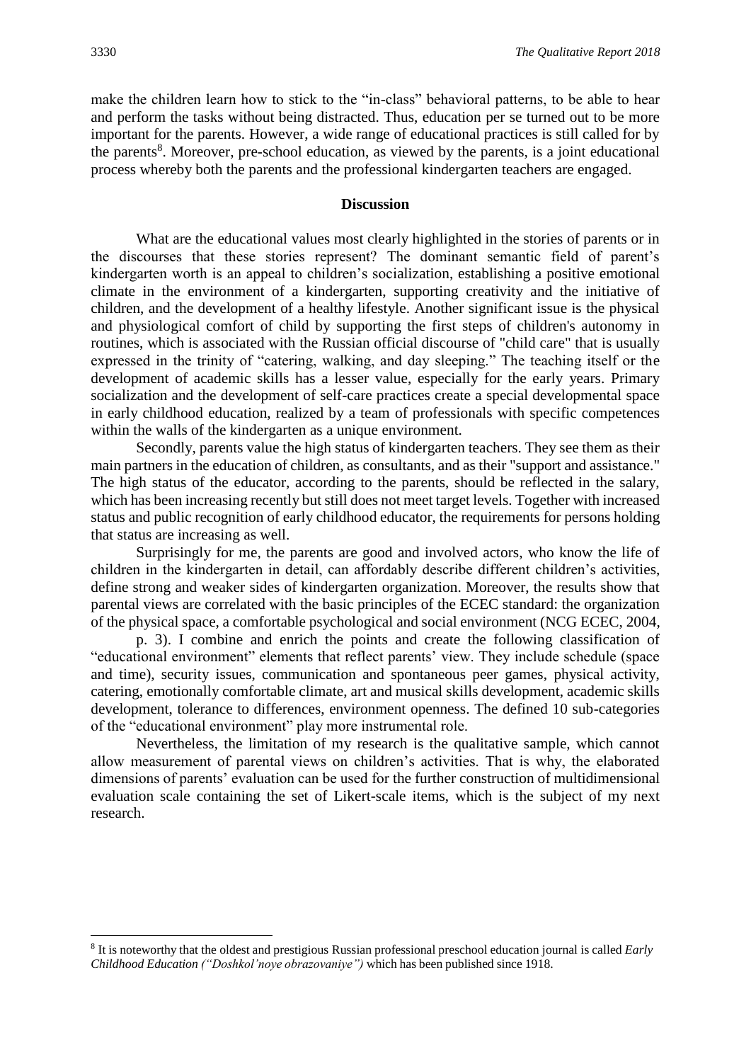make the children learn how to stick to the "in-class" behavioral patterns, to be able to hear and perform the tasks without being distracted. Thus, education per se turned out to be more important for the parents. However, a wide range of educational practices is still called for by the parents[8]. Moreover, pre-school education, as viewed by the parents, is a joint educational process whereby both the parents and the professional kindergarten teachers are engaged.

## Discussion

What are the educational values most clearly highlighted in the stories of parents or in the discourses that these stories represent? The dominant semantic field of parent's kindergarten worth is an appeal to children's socialization, establishing a positive emotional climate in the environment of a kindergarten, supporting creativity and the initiative of children, and the development of a healthy lifestyle. Another significant issue is the physical and physiological comfort of child by supporting the first steps of children's autonomy in routines, which is associated with the Russian official discourse of "child care" that is usually expressed in the trinity of "catering, walking, and day sleeping." The teaching itself or the development of academic skills has a lesser value, especially for the early years. Primary socialization and the development of self-care practices create a special developmental space in early childhood education, realized by a team of professionals with specific competences within the walls of the kindergarten as a unique environment.

Secondly, parents value the high status of kindergarten teachers. They see them as their main partners in the education of children, as consultants, and as their "support and assistance." The high status of the educator, according to the parents, should be reflected in the salary, which has been increasing recently but still does not meet target levels. Together with increased status and public recognition of early childhood educator, the requirements for persons holding that status are increasing as well.

Surprisingly for me, the parents are good and involved actors, who know the life of children in the kindergarten in detail, can affordably describe different children's activities, define strong and weaker sides of kindergarten organization. Moreover, the results show that parental views are correlated with the basic principles of the ECEC standard: the organization of the physical space, a comfortable psychological and social environment (NCG ECEC, 2004, p. 3). I combine and enrich the points and create the following classification of "educational environment" elements that reflect parents' view. They include schedule (space and time), security issues, communication and spontaneous peer games, physical activity, catering, emotionally comfortable climate, art and musical skills development, academic skills development, tolerance to differences, environment openness. The defined 10 sub-categories of the "educational environment" play more instrumental role.

Nevertheless, the limitation of my research is the qualitative sample, which cannot allow measurement of parental views on children's activities. That is why, the elaborated dimensions of parents' evaluation can be used for the further construction of multidimensional evaluation scale containing the set of Likert-scale items, which is the subject of my next research.

---

[8] It is noteworthy that the oldest and prestigious Russian professional preschool education journal is called *Early Childhood Education ("Doshkol'noye obrazovaniye")* which has been published since 1918.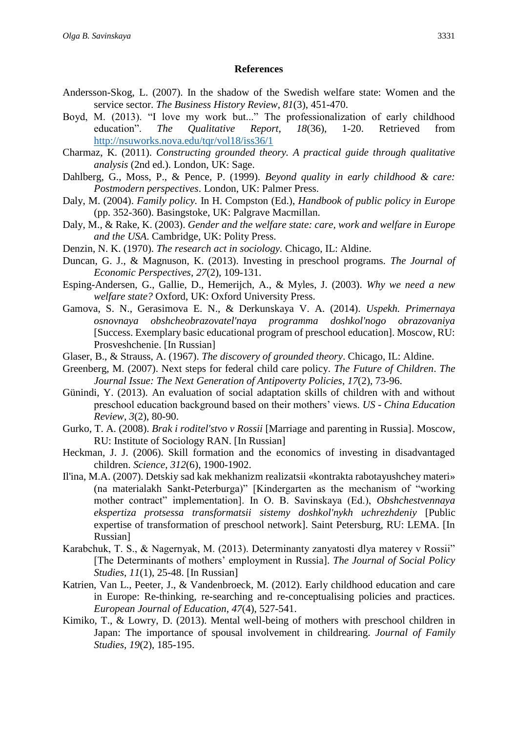## References

Andersson-Skog, L. (2007). In the shadow of the Swedish welfare state: Women and the service sector. *The Business History Review*, *81*(3), 451-470.

Boyd, M. (2013). "I love my work but..." The professionalization of early childhood education". *The Qualitative Report*, *18*(36), 1-20. Retrieved from http://nsuworks.nova.edu/tqr/vol18/iss36/1

Charmaz, K. (2011). *Constructing grounded theory. A practical guide through qualitative analysis* (2nd ed.). London, UK: Sage.

Dahlberg, G., Moss, P., & Pence, P. (1999). *Beyond quality in early childhood & care: Postmodern perspectives*. London, UK: Palmer Press.

Daly, M. (2004). *Family policy.* In H. Compston (Ed.), *Handbook of public policy in Europe* (pp. 352-360). Basingstoke, UK: Palgrave Macmillan.

Daly, M., & Rake, K. (2003). *Gender and the welfare state: care, work and welfare in Europe and the USA*. Cambridge, UK: Polity Press.

Denzin, N. K. (1970). *The research act in sociology.* Chicago, IL: Aldine.

Duncan, G. J., & Magnuson, K. (2013). Investing in preschool programs. *The Journal of Economic Perspectives*, *27*(2), 109-131.

Esping-Andersen, G., Gallie, D., Hemerijch, A., & Myles, J. (2003). *Why we need a new welfare state?* Oxford, UK: Oxford University Press.

Gamova, S. N., Gerasimova E. N., & Derkunskaya V. A. (2014). *Uspekh. Primernaya osnovnaya obshcheobrazovatel'naya programma doshkol'nogo obrazovaniya* [Success. Exemplary basic educational program of preschool education]. Moscow, RU: Prosveshchenie. [In Russian]

Glaser, B., & Strauss, A. (1967). *The discovery of grounded theory*. Chicago, IL: Aldine.

Greenberg, M. (2007). Next steps for federal child care policy. *The Future of Children*. *The Journal Issue: The Next Generation of Antipoverty Policies*, *17*(2), 73-96.

Günindi, Y. (2013). An evaluation of social adaptation skills of children with and without preschool education background based on their mothers' views. *US - China Education Review*, *3*(2), 80-90.

Gurko, T. A. (2008). *Brak i roditel'stvo v Rossii* [Marriage and parenting in Russia]. Moscow, RU: Institute of Sociology RAN. [In Russian]

Heckman, J. J. (2006). Skill formation and the economics of investing in disadvantaged children. *Science*, *312*(6), 1900-1902.

Il'ina, M.A. (2007). Detskiy sad kak mekhanizm realizatsii «kontrakta rabotayushchey materi» (na materialakh Sankt-Peterburga)" [Kindergarten as the mechanism of "working mother contract" implementation]. In O. B. Savinskaya (Ed.), *Obshchestvennaya ekspertiza protsessa transformatsii sistemy doshkol'nykh uchrezhdeniy* [Public expertise of transformation of preschool network]. Saint Petersburg, RU: LEMA. [In Russian]

Karabchuk, T. S., & Nagernyak, M. (2013). Determinanty zanyatosti dlya materey v Rossii" [The Determinants of mothers' employment in Russia]. *The Journal of Social Policy Studies*, *11*(1), 25-48. [In Russian]

Katrien, Van L., Peeter, J., & Vandenbroeck, M. (2012). Early childhood education and care in Europe: Re-thinking, re-searching and re-conceptualising policies and practices. *European Journal of Education*, *47*(4), 527-541.

Kimiko, T., & Lowry, D. (2013). Mental well-being of mothers with preschool children in Japan: The importance of spousal involvement in childrearing. *Journal of Family Studies*, *19*(2), 185-195.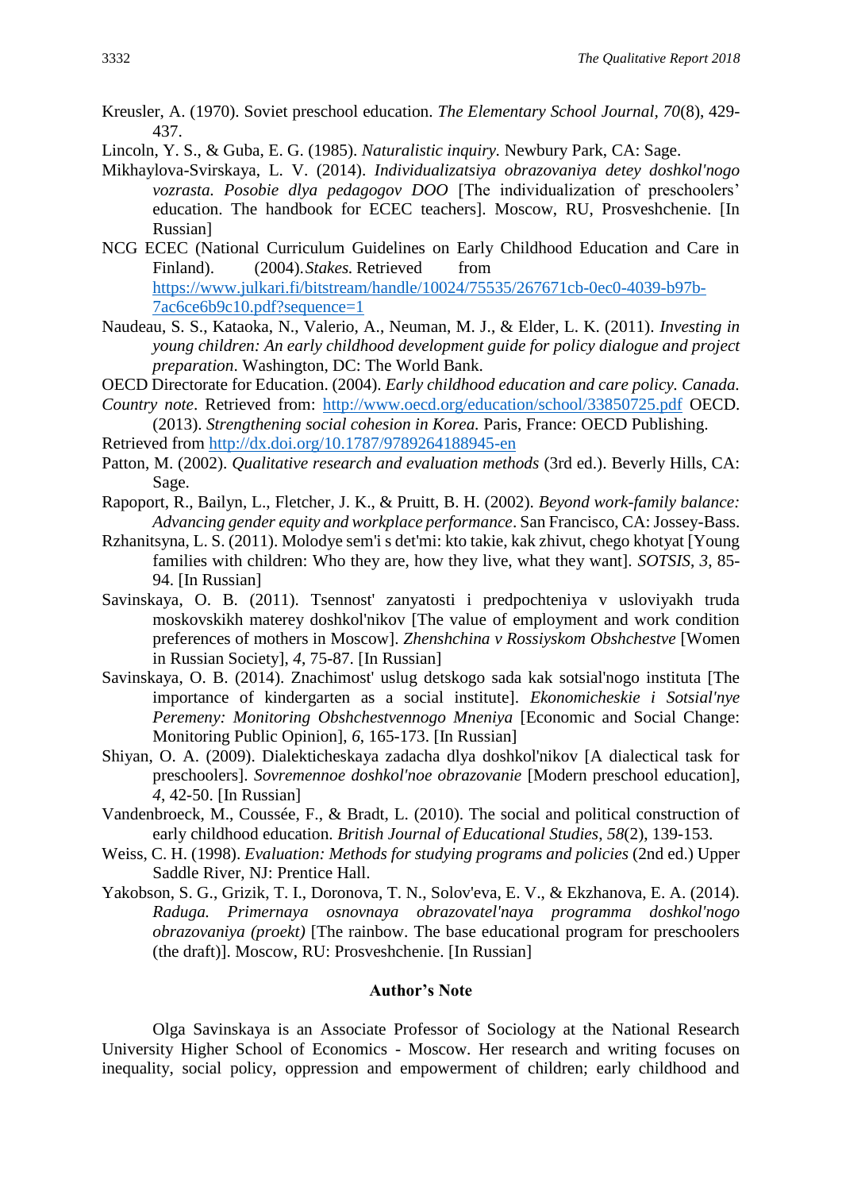Kreusler, A. (1970). Soviet preschool education. *The Elementary School Journal, 70*(8), 429-437.

Lincoln, Y. S., & Guba, E. G. (1985). *Naturalistic inquiry*. Newbury Park, CA: Sage.

Mikhaylova-Svirskaya, L. V. (2014). *Individualizatsiya obrazovaniya detey doshkol'nogo vozrasta. Posobie dlya pedagogov DOO* [The individualization of preschoolers' education. The handbook for ECEC teachers]. Moscow, RU, Prosveshchenie. [In Russian]

NCG ECEC (National Curriculum Guidelines on Early Childhood Education and Care in Finland). (2004). *Stakes.* Retrieved from https://www.julkari.fi/bitstream/handle/10024/75535/267671cb-0ec0-4039-b97b-7ac6ce6b9c10.pdf?sequence=1

Naudeau, S. S., Kataoka, N., Valerio, A., Neuman, M. J., & Elder, L. K. (2011). *Investing in young children: An early childhood development guide for policy dialogue and project preparation*. Washington, DC: The World Bank.

OECD Directorate for Education. (2004). *Early childhood education and care policy. Canada. Country note*. Retrieved from: http://www.oecd.org/education/school/33850725.pdf OECD. (2013). *Strengthening social cohesion in Korea.* Paris, France: OECD Publishing. Retrieved from http://dx.doi.org/10.1787/9789264188945-en

Patton, M. (2002). *Qualitative research and evaluation methods* (3rd ed.). Beverly Hills, CA: Sage.

Rapoport, R., Bailyn, L., Fletcher, J. K., & Pruitt, B. H. (2002). *Beyond work-family balance: Advancing gender equity and workplace performance*. San Francisco, CA: Jossey-Bass.

Rzhanitsyna, L. S. (2011). Molodye sem'i s det'mi: kto takie, kak zhivut, chego khotyat [Young families with children: Who they are, how they live, what they want]. *SOTSIS*, *3*, 85-94. [In Russian]

Savinskaya, O. B. (2011). Tsennost' zanyatosti i predpochteniya v usloviyakh truda moskovskikh materey doshkol'nikov [The value of employment and work condition preferences of mothers in Moscow]. *Zhenshchina v Rossiyskom Obshchestve* [Women in Russian Society], *4*, 75-87. [In Russian]

Savinskaya, O. B. (2014). Znachimost' uslug detskogo sada kak sotsial'nogo instituta [The importance of kindergarten as a social institute]. *Ekonomicheskie i Sotsial'nye Peremeny: Monitoring Obshchestvennogo Mneniya* [Economic and Social Change: Monitoring Public Opinion], *6*, 165-173. [In Russian]

Shiyan, O. A. (2009). Dialekticheskaya zadacha dlya doshkol'nikov [A dialectical task for preschoolers]. *Sovremennoe doshkol'noe obrazovanie* [Modern preschool education], *4*, 42-50. [In Russian]

Vandenbroeck, M., Coussée, F., & Bradt, L. (2010). The social and political construction of early childhood education. *British Journal of Educational Studies*, *58*(2), 139-153.

Weiss, C. H. (1998). *Evaluation: Methods for studying programs and policies* (2nd ed.) Upper Saddle River, NJ: Prentice Hall.

Yakobson, S. G., Grizik, T. I., Doronova, T. N., Solov'eva, E. V., & Ekzhanova, E. A. (2014). *Raduga. Primernaya osnovnaya obrazovatel'naya programma doshkol'nogo obrazovaniya (proekt)* [The rainbow. The base educational program for preschoolers (the draft)]. Moscow, RU: Prosveshchenie. [In Russian]

## Author's Note

Olga Savinskaya is an Associate Professor of Sociology at the National Research University Higher School of Economics - Moscow. Her research and writing focuses on inequality, social policy, oppression and empowerment of children; early childhood and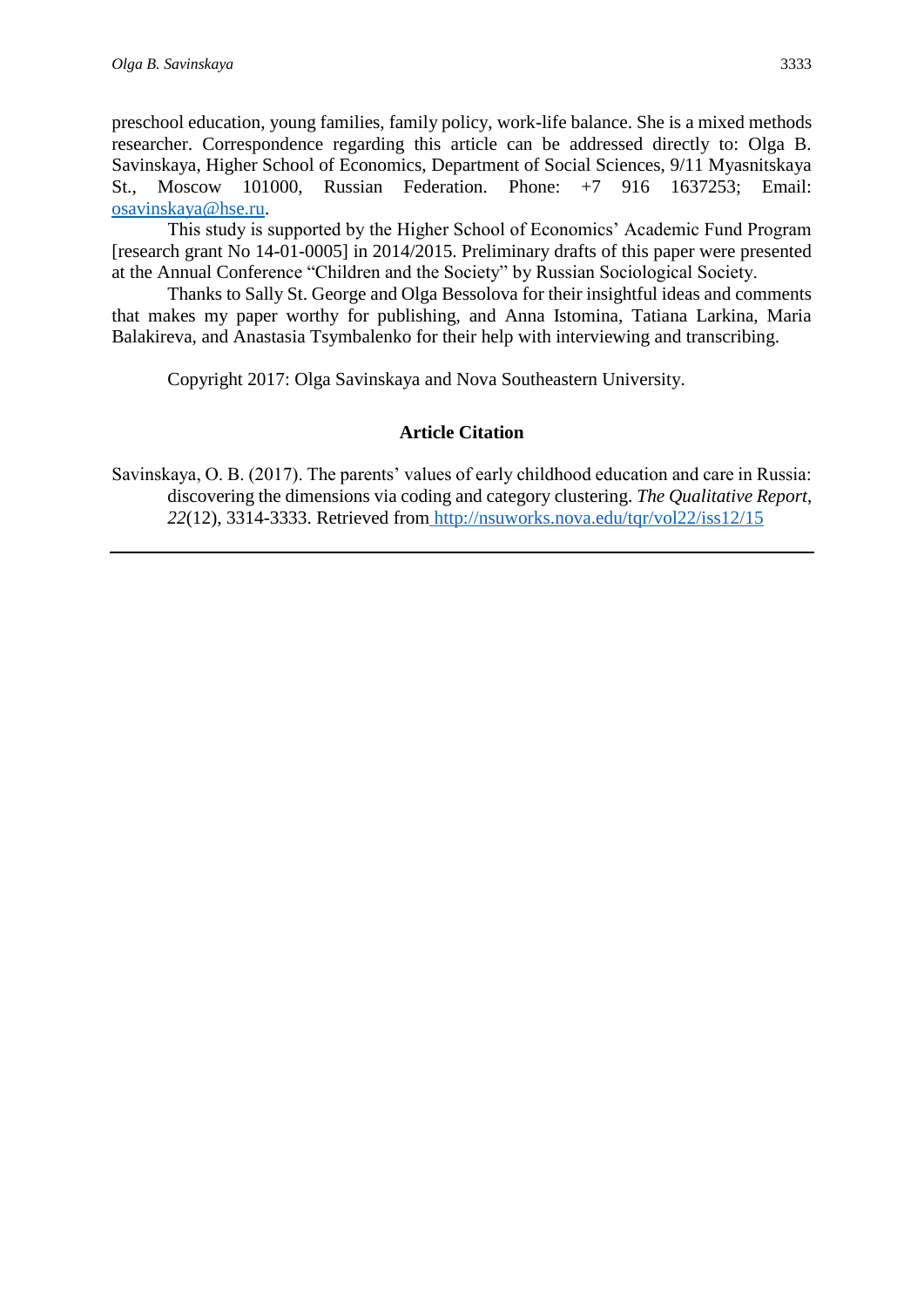preschool education, young families, family policy, work-life balance. She is a mixed methods researcher. Correspondence regarding this article can be addressed directly to: Olga B. Savinskaya, Higher School of Economics, Department of Social Sciences, 9/11 Myasnitskaya St., Moscow 101000, Russian Federation. Phone: +7 916 1637253; Email: osavinskaya@hse.ru.

This study is supported by the Higher School of Economics' Academic Fund Program [research grant No 14-01-0005] in 2014/2015. Preliminary drafts of this paper were presented at the Annual Conference "Children and the Society" by Russian Sociological Society.

Thanks to Sally St. George and Olga Bessolova for their insightful ideas and comments that makes my paper worthy for publishing, and Anna Istomina, Tatiana Larkina, Maria Balakireva, and Anastasia Tsymbalenko for their help with interviewing and transcribing.

Copyright 2017: Olga Savinskaya and Nova Southeastern University.

**Article Citation**

Savinskaya, O. B. (2017). The parents' values of early childhood education and care in Russia: discovering the dimensions via coding and category clustering. *The Qualitative Report*, *22*(12), 3314-3333. Retrieved from http://nsuworks.nova.edu/tqr/vol22/iss12/15